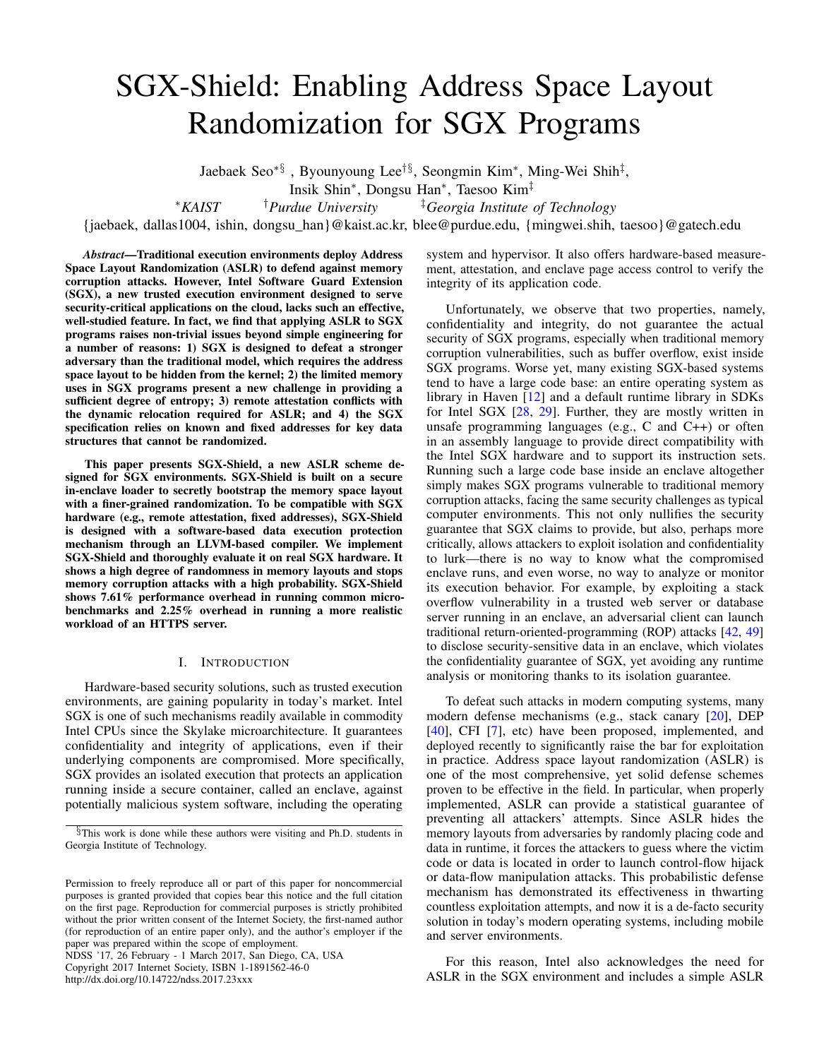# SGX-Shield: Enabling Address Space Layout Randomization for SGX Programs

Jaebaek Seo[∗§] , Byounyoung Lee[†§], Seongmin Kim[∗], Ming-Wei Shih[‡], Insik Shin[∗], Dongsu Han[∗], Taesoo Kim[‡]

[∗]*KAIST* [†]*Purdue University* [‡]*Georgia Institute of Technology*

{jaebaek, dallas1004, ishin, dongsu_han}@kaist.ac.kr, blee@purdue.edu, {mingwei.shih, taesoo}@gatech.edu

***Abstract*—Traditional execution environments deploy Address Space Layout Randomization (ASLR) to defend against memory corruption attacks. However, Intel Software Guard Extension (SGX), a new trusted execution environment designed to serve security-critical applications on the cloud, lacks such an effective, well-studied feature. In fact, we find that applying ASLR to SGX programs raises non-trivial issues beyond simple engineering for a number of reasons: 1) SGX is designed to defeat a stronger adversary than the traditional model, which requires the address space layout to be hidden from the kernel; 2) the limited memory uses in SGX programs present a new challenge in providing a sufficient degree of entropy; 3) remote attestation conflicts with the dynamic relocation required for ASLR; and 4) the SGX specification relies on known and fixed addresses for key data structures that cannot be randomized.**

**This paper presents SGX-Shield, a new ASLR scheme designed for SGX environments. SGX-Shield is built on a secure in-enclave loader to secretly bootstrap the memory space layout with a finer-grained randomization. To be compatible with SGX hardware (e.g., remote attestation, fixed addresses), SGX-Shield is designed with a software-based data execution protection mechanism through an LLVM-based compiler. We implement SGX-Shield and thoroughly evaluate it on real SGX hardware. It shows a high degree of randomness in memory layouts and stops memory corruption attacks with a high probability. SGX-Shield shows 7.61% performance overhead in running common micro-benchmarks and 2.25% overhead in running a more realistic workload of an HTTPS server.**

## I. Introduction

Hardware-based security solutions, such as trusted execution environments, are gaining popularity in today's market. Intel SGX is one of such mechanisms readily available in commodity Intel CPUs since the Skylake microarchitecture. It guarantees confidentiality and integrity of applications, even if their underlying components are compromised. More specifically, SGX provides an isolated execution that protects an application running inside a secure container, called an enclave, against potentially malicious system software, including the operating system and hypervisor. It also offers hardware-based measurement, attestation, and enclave page access control to verify the integrity of its application code.

Unfortunately, we observe that two properties, namely, confidentiality and integrity, do not guarantee the actual security of SGX programs, especially when traditional memory corruption vulnerabilities, such as buffer overflow, exist inside SGX programs. Worse yet, many existing SGX-based systems tend to have a large code base: an entire operating system as library in Haven [12] and a default runtime library in SDKs for Intel SGX [28, 29]. Further, they are mostly written in unsafe programming languages (e.g., C and C++) or often in an assembly language to provide direct compatibility with the Intel SGX hardware and to support its instruction sets. Running such a large code base inside an enclave altogether simply makes SGX programs vulnerable to traditional memory corruption attacks, facing the same security challenges as typical computer environments. This not only nullifies the security guarantee that SGX claims to provide, but also, perhaps more critically, allows attackers to exploit isolation and confidentiality to lurk—there is no way to know what the compromised enclave runs, and even worse, no way to analyze or monitor its execution behavior. For example, by exploiting a stack overflow vulnerability in a trusted web server or database server running in an enclave, an adversarial client can launch traditional return-oriented-programming (ROP) attacks [42, 49] to disclose security-sensitive data in an enclave, which violates the confidentiality guarantee of SGX, yet avoiding any runtime analysis or monitoring thanks to its isolation guarantee.

To defeat such attacks in modern computing systems, many modern defense mechanisms (e.g., stack canary [20], DEP [40], CFI [7], etc) have been proposed, implemented, and deployed recently to significantly raise the bar for exploitation in practice. Address space layout randomization (ASLR) is one of the most comprehensive, yet solid defense schemes proven to be effective in the field. In particular, when properly implemented, ASLR can provide a statistical guarantee of preventing all attackers' attempts. Since ASLR hides the memory layouts from adversaries by randomly placing code and data in runtime, it forces the attackers to guess where the victim code or data is located in order to launch control-flow hijack or data-flow manipulation attacks. This probabilistic defense mechanism has demonstrated its effectiveness in thwarting countless exploitation attempts, and now it is a de-facto security solution in today's modern operating systems, including mobile and server environments.

For this reason, Intel also acknowledges the need for ASLR in the SGX environment and includes a simple ASLR

[§]This work is done while these authors were visiting and Ph.D. students in Georgia Institute of Technology.

Permission to freely reproduce all or part of this paper for noncommercial purposes is granted provided that copies bear this notice and the full citation on the first page. Reproduction for commercial purposes is strictly prohibited without the prior written consent of the Internet Society, the first-named author (for reproduction of an entire paper only), and the author's employer if the paper was prepared within the scope of employment.
NDSS '17, 26 February - 1 March 2017, San Diego, CA, USA
Copyright 2017 Internet Society, ISBN 1-1891562-46-0
http://dx.doi.org/10.14722/ndss.2017.23xxx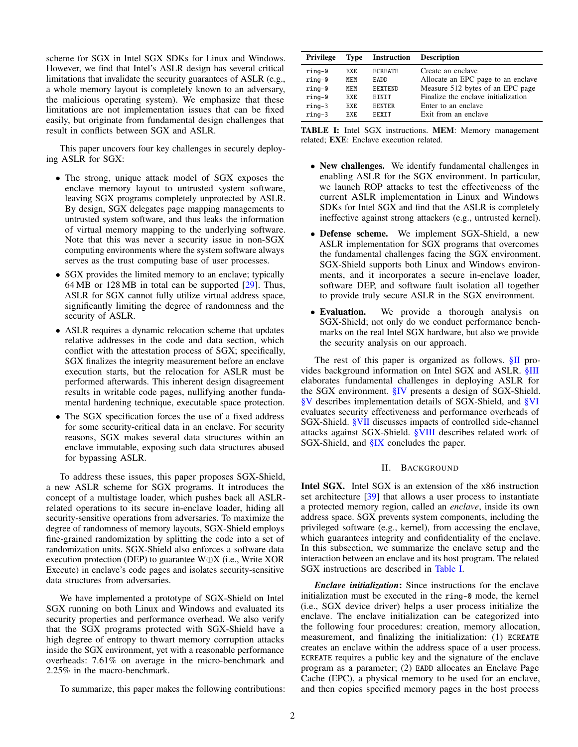scheme for SGX in Intel SGX SDKs for Linux and Windows. However, we find that Intel's ASLR design has several critical limitations that invalidate the security guarantees of ASLR (e.g., a whole memory layout is completely known to an adversary, the malicious operating system). We emphasize that these limitations are not implementation issues that can be fixed easily, but originate from fundamental design challenges that result in conflicts between SGX and ASLR.

This paper uncovers four key challenges in securely deploying ASLR for SGX:

- The strong, unique attack model of SGX exposes the enclave memory layout to untrusted system software, leaving SGX programs completely unprotected by ASLR. By design, SGX delegates page mapping managements to untrusted system software, and thus leaks the information of virtual memory mapping to the underlying software. Note that this was never a security issue in non-SGX computing environments where the system software always serves as the trust computing base of user processes.
- SGX provides the limited memory to an enclave; typically 64 MB or 128 MB in total can be supported [29]. Thus, ASLR for SGX cannot fully utilize virtual address space, significantly limiting the degree of randomness and the security of ASLR.
- ASLR requires a dynamic relocation scheme that updates relative addresses in the code and data section, which conflict with the attestation process of SGX; specifically, SGX finalizes the integrity measurement before an enclave execution starts, but the relocation for ASLR must be performed afterwards. This inherent design disagreement results in writable code pages, nullifying another fundamental hardening technique, executable space protection.
- The SGX specification forces the use of a fixed address for some security-critical data in an enclave. For security reasons, SGX makes several data structures within an enclave immutable, exposing such data structures abused for bypassing ASLR.

To address these issues, this paper proposes SGX-Shield, a new ASLR scheme for SGX programs. It introduces the concept of a multistage loader, which pushes back all ASLR-related operations to its secure in-enclave loader, hiding all security-sensitive operations from adversaries. To maximize the degree of randomness of memory layouts, SGX-Shield employs fine-grained randomization by splitting the code into a set of randomization units. SGX-Shield also enforces a software data execution protection (DEP) to guarantee W⊕X (i.e., Write XOR Execute) in enclave's code pages and isolates security-sensitive data structures from adversaries.

We have implemented a prototype of SGX-Shield on Intel SGX running on both Linux and Windows and evaluated its security properties and performance overhead. We also verify that the SGX programs protected with SGX-Shield have a high degree of entropy to thwart memory corruption attacks inside the SGX environment, yet with a reasonable performance overheads: 7.61% on average in the micro-benchmark and 2.25% in the macro-benchmark.

To summarize, this paper makes the following contributions:

| Privilege | Type | Instruction | Description |
|---|---|---|---|
| ring-0 | EXE | ECREATE | Create an enclave |
| ring-0 | MEM | EADD | Allocate an EPC page to an enclave |
| ring-0 | MEM | EEXTEND | Measure 512 bytes of an EPC page |
| ring-0 | EXE | EINIT | Finalize the enclave initialization |
| ring-3 | EXE | EENTER | Enter to an enclave |
| ring-3 | EXE | EEXIT | Exit from an enclave |

**TABLE I:** Intel SGX instructions. **MEM**: Memory management related; **EXE**: Enclave execution related.

- **New challenges.** We identify fundamental challenges in enabling ASLR for the SGX environment. In particular, we launch ROP attacks to test the effectiveness of the current ASLR implementation in Linux and Windows SDKs for Intel SGX and find that the ASLR is completely ineffective against strong attackers (e.g., untrusted kernel).
- **Defense scheme.** We implement SGX-Shield, a new ASLR implementation for SGX programs that overcomes the fundamental challenges facing the SGX environment. SGX-Shield supports both Linux and Windows environments, and it incorporates a secure in-enclave loader, software DEP, and software fault isolation all together to provide truly secure ASLR in the SGX environment.
- **Evaluation.** We provide a thorough analysis on SGX-Shield; not only do we conduct performance benchmarks on the real Intel SGX hardware, but also we provide the security analysis on our approach.

The rest of this paper is organized as follows. §II provides background information on Intel SGX and ASLR. §III elaborates fundamental challenges in deploying ASLR for the SGX environment. §IV presents a design of SGX-Shield. §V describes implementation details of SGX-Shield, and §VI evaluates security effectiveness and performance overheads of SGX-Shield. §VII discusses impacts of controlled side-channel attacks against SGX-Shield. §VIII describes related work of SGX-Shield, and §IX concludes the paper.

## II. Background

**Intel SGX.** Intel SGX is an extension of the x86 instruction set architecture [39] that allows a user process to instantiate a protected memory region, called an *enclave*, inside its own address space. SGX prevents system components, including the privileged software (e.g., kernel), from accessing the enclave, which guarantees integrity and confidentiality of the enclave. In this subsection, we summarize the enclave setup and the interaction between an enclave and its host program. The related SGX instructions are described in Table I.

***Enclave initialization*:** Since instructions for the enclave initialization must be executed in the ring-0 mode, the kernel (i.e., SGX device driver) helps a user process initialize the enclave. The enclave initialization can be categorized into the following four procedures: creation, memory allocation, measurement, and finalizing the initialization: (1) ECREATE creates an enclave within the address space of a user process. ECREATE requires a public key and the signature of the enclave program as a parameter; (2) EADD allocates an Enclave Page Cache (EPC), a physical memory to be used for an enclave, and then copies specified memory pages in the host process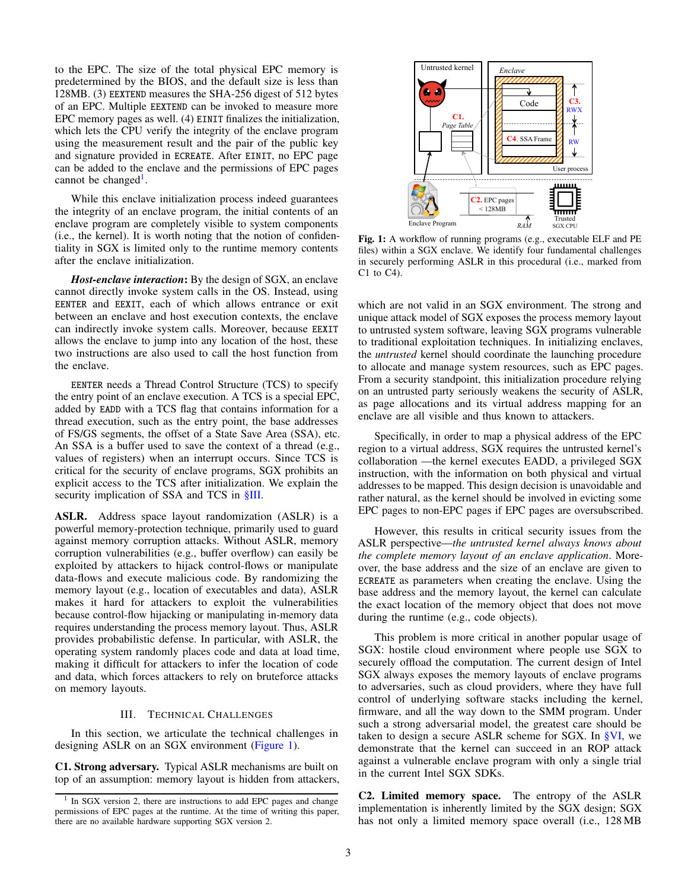to the EPC. The size of the total physical EPC memory is predetermined by the BIOS, and the default size is less than 128MB. (3) EEXTEND measures the SHA-256 digest of 512 bytes of an EPC. Multiple EEXTEND can be invoked to measure more EPC memory pages as well. (4) EINIT finalizes the initialization, which lets the CPU verify the integrity of the enclave program using the measurement result and the pair of the public key and signature provided in ECREATE. After EINIT, no EPC page can be added to the enclave and the permissions of EPC pages cannot be changed[1].

While this enclave initialization process indeed guarantees the integrity of an enclave program, the initial contents of an enclave program are completely visible to system components (i.e., the kernel). It is worth noting that the notion of confidentiality in SGX is limited only to the runtime memory contents after the enclave initialization.

***Host-enclave interaction*:** By the design of SGX, an enclave cannot directly invoke system calls in the OS. Instead, using EENTER and EEXIT, each of which allows entrance or exit between an enclave and host execution contexts, the enclave can indirectly invoke system calls. Moreover, because EEXIT allows the enclave to jump into any location of the host, these two instructions are also used to call the host function from the enclave.

EENTER needs a Thread Control Structure (TCS) to specify the entry point of an enclave execution. A TCS is a special EPC, added by EADD with a TCS flag that contains information for a thread execution, such as the entry point, the base addresses of FS/GS segments, the offset of a State Save Area (SSA), etc. An SSA is a buffer used to save the context of a thread (e.g., values of registers) when an interrupt occurs. Since TCS is critical for the security of enclave programs, SGX prohibits an explicit access to the TCS after initialization. We explain the security implication of SSA and TCS in §III.

**ASLR.** Address space layout randomization (ASLR) is a powerful memory-protection technique, primarily used to guard against memory corruption attacks. Without ASLR, memory corruption vulnerabilities (e.g., buffer overflow) can easily be exploited by attackers to hijack control-flows or manipulate data-flows and execute malicious code. By randomizing the memory layout (e.g., location of executables and data), ASLR makes it hard for attackers to exploit the vulnerabilities because control-flow hijacking or manipulating in-memory data requires understanding the process memory layout. Thus, ASLR provides probabilistic defense. In particular, with ASLR, the operating system randomly places code and data at load time, making it difficult for attackers to infer the location of code and data, which forces attackers to rely on bruteforce attacks on memory layouts.

## III. Technical Challenges

In this section, we articulate the technical challenges in designing ASLR on an SGX environment (Figure 1).

**C1. Strong adversary.** Typical ASLR mechanisms are built on top of an assumption: memory layout is hidden from attackers, which are not valid in an SGX environment. The strong and unique attack model of SGX exposes the process memory layout to untrusted system software, leaving SGX programs vulnerable to traditional exploitation techniques. In initializing enclaves, the *untrusted* kernel should coordinate the launching procedure to allocate and manage system resources, such as EPC pages. From a security standpoint, this initialization procedure relying on an untrusted party seriously weakens the security of ASLR, as page allocations and its virtual address mapping for an enclave are all visible and thus known to attackers.

Fig. 1: A workflow of running programs (e.g., executable ELF and PE files) within a SGX enclave. We identify four fundamental challenges in securely performing ASLR in this procedural (i.e., marked from C1 to C4).

Specifically, in order to map a physical address of the EPC region to a virtual address, SGX requires the untrusted kernel's collaboration —the kernel executes EADD, a privileged SGX instruction, with the information on both physical and virtual addresses to be mapped. This design decision is unavoidable and rather natural, as the kernel should be involved in evicting some EPC pages to non-EPC pages if EPC pages are oversubscribed.

However, this results in critical security issues from the ASLR perspective—*the untrusted kernel always knows about the complete memory layout of an enclave application*. Moreover, the base address and the size of an enclave are given to ECREATE as parameters when creating the enclave. Using the base address and the memory layout, the kernel can calculate the exact location of the memory object that does not move during the runtime (e.g., code objects).

This problem is more critical in another popular usage of SGX: hostile cloud environment where people use SGX to securely offload the computation. The current design of Intel SGX always exposes the memory layouts of enclave programs to adversaries, such as cloud providers, where they have full control of underlying software stacks including the kernel, firmware, and all the way down to the SMM program. Under such a strong adversarial model, the greatest care should be taken to design a secure ASLR scheme for SGX. In §VI, we demonstrate that the kernel can succeed in an ROP attack against a vulnerable enclave program with only a single trial in the current Intel SGX SDKs.

**C2. Limited memory space.** The entropy of the ASLR implementation is inherently limited by the SGX design; SGX has not only a limited memory space overall (i.e., 128 MB

[1] In SGX version 2, there are instructions to add EPC pages and change permissions of EPC pages at the runtime. At the time of writing this paper, there are no available hardware supporting SGX version 2.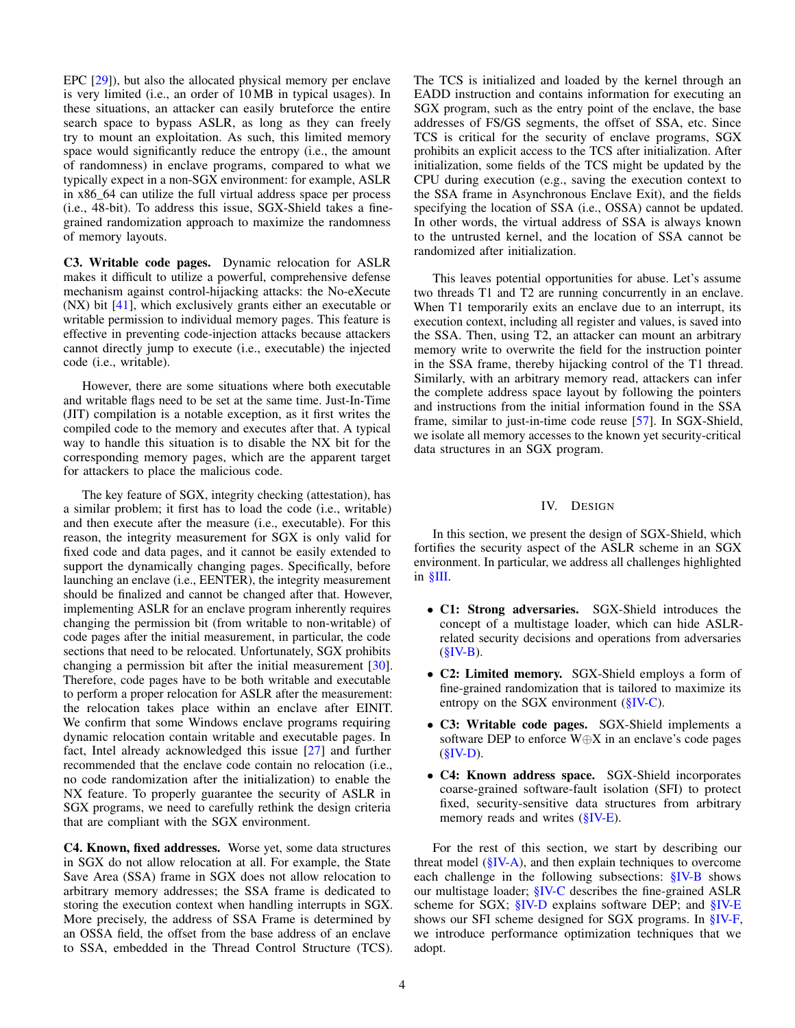EPC [29]), but also the allocated physical memory per enclave is very limited (i.e., an order of 10 MB in typical usages). In these situations, an attacker can easily bruteforce the entire search space to bypass ASLR, as long as they can freely try to mount an exploitation. As such, this limited memory space would significantly reduce the entropy (i.e., the amount of randomness) in enclave programs, compared to what we typically expect in a non-SGX environment: for example, ASLR in x86_64 can utilize the full virtual address space per process (i.e., 48-bit). To address this issue, SGX-Shield takes a fine-grained randomization approach to maximize the randomness of memory layouts.

**C3. Writable code pages.** Dynamic relocation for ASLR makes it difficult to utilize a powerful, comprehensive defense mechanism against control-hijacking attacks: the No-eXecute (NX) bit [41], which exclusively grants either an executable or writable permission to individual memory pages. This feature is effective in preventing code-injection attacks because attackers cannot directly jump to execute (i.e., executable) the injected code (i.e., writable).

However, there are some situations where both executable and writable flags need to be set at the same time. Just-In-Time (JIT) compilation is a notable exception, as it first writes the compiled code to the memory and executes after that. A typical way to handle this situation is to disable the NX bit for the corresponding memory pages, which are the apparent target for attackers to place the malicious code.

The key feature of SGX, integrity checking (attestation), has a similar problem; it first has to load the code (i.e., writable) and then execute after the measure (i.e., executable). For this reason, the integrity measurement for SGX is only valid for fixed code and data pages, and it cannot be easily extended to support the dynamically changing pages. Specifically, before launching an enclave (i.e., EENTER), the integrity measurement should be finalized and cannot be changed after that. However, implementing ASLR for an enclave program inherently requires changing the permission bit (from writable to non-writable) of code pages after the initial measurement, in particular, the code sections that need to be relocated. Unfortunately, SGX prohibits changing a permission bit after the initial measurement [30]. Therefore, code pages have to be both writable and executable to perform a proper relocation for ASLR after the measurement: the relocation takes place within an enclave after EINIT. We confirm that some Windows enclave programs requiring dynamic relocation contain writable and executable pages. In fact, Intel already acknowledged this issue [27] and further recommended that the enclave code contain no relocation (i.e., no code randomization after the initialization) to enable the NX feature. To properly guarantee the security of ASLR in SGX programs, we need to carefully rethink the design criteria that are compliant with the SGX environment.

**C4. Known, fixed addresses.** Worse yet, some data structures in SGX do not allow relocation at all. For example, the State Save Area (SSA) frame in SGX does not allow relocation to arbitrary memory addresses; the SSA frame is dedicated to storing the execution context when handling interrupts in SGX. More precisely, the address of SSA Frame is determined by an OSSA field, the offset from the base address of an enclave to SSA, embedded in the Thread Control Structure (TCS). The TCS is initialized and loaded by the kernel through an EADD instruction and contains information for executing an SGX program, such as the entry point of the enclave, the base addresses of FS/GS segments, the offset of SSA, etc. Since TCS is critical for the security of enclave programs, SGX prohibits an explicit access to the TCS after initialization. After initialization, some fields of the TCS might be updated by the CPU during execution (e.g., saving the execution context to the SSA frame in Asynchronous Enclave Exit), and the fields specifying the location of SSA (i.e., OSSA) cannot be updated. In other words, the virtual address of SSA is always known to the untrusted kernel, and the location of SSA cannot be randomized after initialization.

This leaves potential opportunities for abuse. Let's assume two threads T1 and T2 are running concurrently in an enclave. When T1 temporarily exits an enclave due to an interrupt, its execution context, including all register and values, is saved into the SSA. Then, using T2, an attacker can mount an arbitrary memory write to overwrite the field for the instruction pointer in the SSA frame, thereby hijacking control of the T1 thread. Similarly, with an arbitrary memory read, attackers can infer the complete address space layout by following the pointers and instructions from the initial information found in the SSA frame, similar to just-in-time code reuse [57]. In SGX-Shield, we isolate all memory accesses to the known yet security-critical data structures in an SGX program.

## IV. Design

In this section, we present the design of SGX-Shield, which fortifies the security aspect of the ASLR scheme in an SGX environment. In particular, we address all challenges highlighted in §III.

- **C1: Strong adversaries.** SGX-Shield introduces the concept of a multistage loader, which can hide ASLR-related security decisions and operations from adversaries (§IV-B).
- **C2: Limited memory.** SGX-Shield employs a form of fine-grained randomization that is tailored to maximize its entropy on the SGX environment (§IV-C).
- **C3: Writable code pages.** SGX-Shield implements a software DEP to enforce W⊕X in an enclave's code pages (§IV-D).
- **C4: Known address space.** SGX-Shield incorporates coarse-grained software-fault isolation (SFI) to protect fixed, security-sensitive data structures from arbitrary memory reads and writes (§IV-E).

For the rest of this section, we start by describing our threat model (§IV-A), and then explain techniques to overcome each challenge in the following subsections: §IV-B shows our multistage loader; §IV-C describes the fine-grained ASLR scheme for SGX; §IV-D explains software DEP; and §IV-E shows our SFI scheme designed for SGX programs. In §IV-F, we introduce performance optimization techniques that we adopt.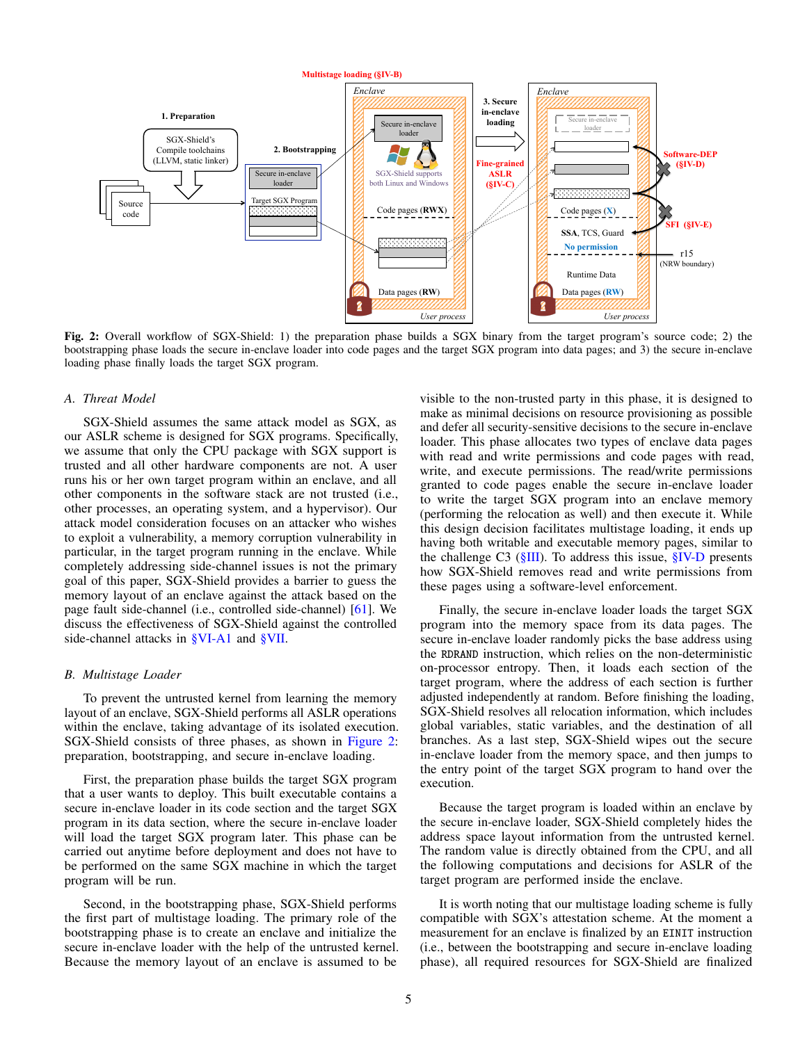Fig. 2: Overall workflow of SGX-Shield: 1) the preparation phase builds a SGX binary from the target program's source code; 2) the bootstrapping phase loads the secure in-enclave loader into code pages and the target SGX program into data pages; and 3) the secure in-enclave loading phase finally loads the target SGX program.

### A. Threat Model

SGX-Shield assumes the same attack model as SGX, as our ASLR scheme is designed for SGX programs. Specifically, we assume that only the CPU package with SGX support is trusted and all other hardware components are not. A user runs his or her own target program within an enclave, and all other components in the software stack are not trusted (i.e., other processes, an operating system, and a hypervisor). Our attack model consideration focuses on an attacker who wishes to exploit a vulnerability, a memory corruption vulnerability in particular, in the target program running in the enclave. While completely addressing side-channel issues is not the primary goal of this paper, SGX-Shield provides a barrier to guess the memory layout of an enclave against the attack based on the page fault side-channel (i.e., controlled side-channel) [61]. We discuss the effectiveness of SGX-Shield against the controlled side-channel attacks in §VI-A1 and §VII.

### B. Multistage Loader

To prevent the untrusted kernel from learning the memory layout of an enclave, SGX-Shield performs all ASLR operations within the enclave, taking advantage of its isolated execution. SGX-Shield consists of three phases, as shown in Figure 2: preparation, bootstrapping, and secure in-enclave loading.

First, the preparation phase builds the target SGX program that a user wants to deploy. This built executable contains a secure in-enclave loader in its code section and the target SGX program in its data section, where the secure in-enclave loader will load the target SGX program later. This phase can be carried out anytime before deployment and does not have to be performed on the same SGX machine in which the target program will be run.

Second, in the bootstrapping phase, SGX-Shield performs the first part of multistage loading. The primary role of the bootstrapping phase is to create an enclave and initialize the secure in-enclave loader with the help of the untrusted kernel. Because the memory layout of an enclave is assumed to be visible to the non-trusted party in this phase, it is designed to make as minimal decisions on resource provisioning as possible and defer all security-sensitive decisions to the secure in-enclave loader. This phase allocates two types of enclave data pages with read and write permissions and code pages with read, write, and execute permissions. The read/write permissions granted to code pages enable the secure in-enclave loader to write the target SGX program into an enclave memory (performing the relocation as well) and then execute it. While this design decision facilitates multistage loading, it ends up having both writable and executable memory pages, similar to the challenge C3 (§III). To address this issue, §IV-D presents how SGX-Shield removes read and write permissions from these pages using a software-level enforcement.

Finally, the secure in-enclave loader loads the target SGX program into the memory space from its data pages. The secure in-enclave loader randomly picks the base address using the `RDRAND` instruction, which relies on the non-deterministic on-processor entropy. Then, it loads each section of the target program, where the address of each section is further adjusted independently at random. Before finishing the loading, SGX-Shield resolves all relocation information, which includes global variables, static variables, and the destination of all branches. As a last step, SGX-Shield wipes out the secure in-enclave loader from the memory space, and then jumps to the entry point of the target SGX program to hand over the execution.

Because the target program is loaded within an enclave by the secure in-enclave loader, SGX-Shield completely hides the address space layout information from the untrusted kernel. The random value is directly obtained from the CPU, and all the following computations and decisions for ASLR of the target program are performed inside the enclave.

It is worth noting that our multistage loading scheme is fully compatible with SGX's attestation scheme. At the moment a measurement for an enclave is finalized by an `EINIT` instruction (i.e., between the bootstrapping and secure in-enclave loading phase), all required resources for SGX-Shield are finalized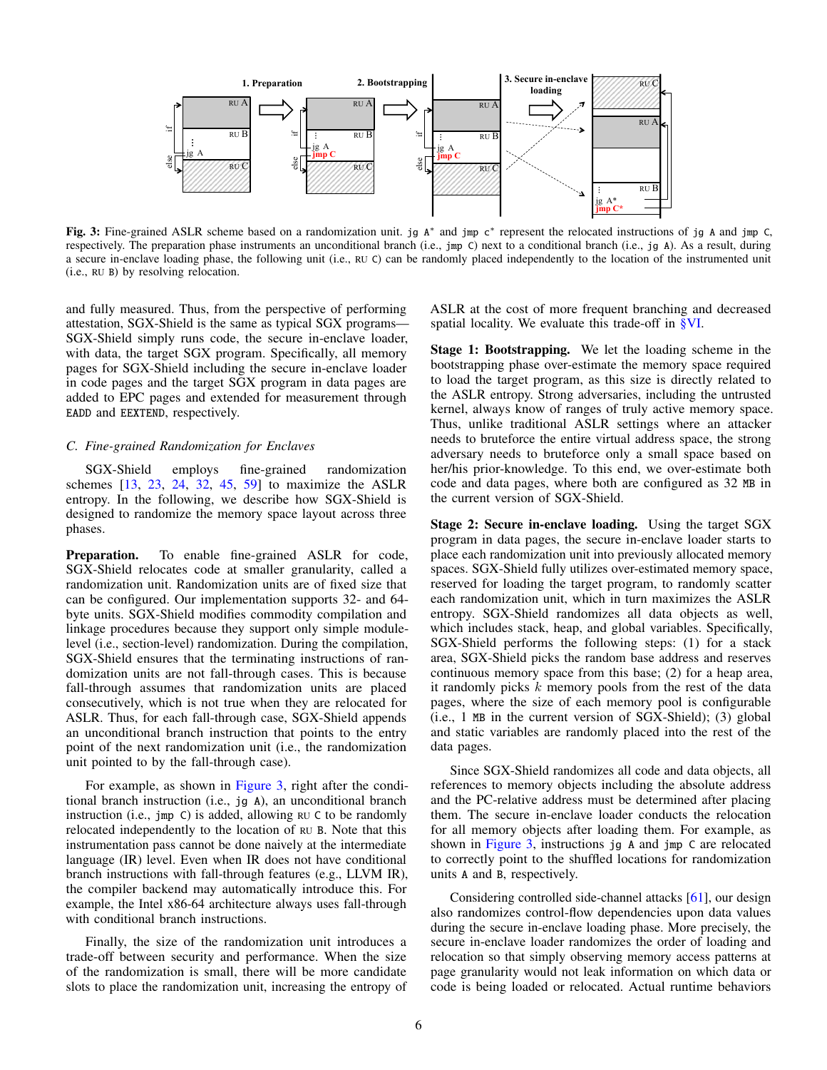Fig. 3: Fine-grained ASLR scheme based on a randomization unit. jg A* and jmp c* represent the relocated instructions of jg A and jmp C, respectively. The preparation phase instruments an unconditional branch (i.e., jmp C) next to a conditional branch (i.e., jg A). As a result, during a secure in-enclave loading phase, the following unit (i.e., RU C) can be randomly placed independently to the location of the instrumented unit (i.e., RU B) by resolving relocation.

and fully measured. Thus, from the perspective of performing attestation, SGX-Shield is the same as typical SGX programs—SGX-Shield simply runs code, the secure in-enclave loader, with data, the target SGX program. Specifically, all memory pages for SGX-Shield including the secure in-enclave loader in code pages and the target SGX program in data pages are added to EPC pages and extended for measurement through EADD and EEXTEND, respectively.

### C. Fine-grained Randomization for Enclaves

SGX-Shield employs fine-grained randomization schemes [13, 23, 24, 32, 45, 59] to maximize the ASLR entropy. In the following, we describe how SGX-Shield is designed to randomize the memory space layout across three phases.

**Preparation.** To enable fine-grained ASLR for code, SGX-Shield relocates code at smaller granularity, called a randomization unit. Randomization units are of fixed size that can be configured. Our implementation supports 32- and 64-byte units. SGX-Shield modifies commodity compilation and linkage procedures because they support only simple module-level (i.e., section-level) randomization. During the compilation, SGX-Shield ensures that the terminating instructions of randomization units are not fall-through cases. This is because fall-through assumes that randomization units are placed consecutively, which is not true when they are relocated for ASLR. Thus, for each fall-through case, SGX-Shield appends an unconditional branch instruction that points to the entry point of the next randomization unit (i.e., the randomization unit pointed to by the fall-through case).

For example, as shown in Figure 3, right after the conditional branch instruction (i.e., jg A), an unconditional branch instruction (i.e., jmp C) is added, allowing RU C to be randomly relocated independently to the location of RU B. Note that this instrumentation pass cannot be done naively at the intermediate language (IR) level. Even when IR does not have conditional branch instructions with fall-through features (e.g., LLVM IR), the compiler backend may automatically introduce this. For example, the Intel x86-64 architecture always uses fall-through with conditional branch instructions.

Finally, the size of the randomization unit introduces a trade-off between security and performance. When the size of the randomization is small, there will be more candidate slots to place the randomization unit, increasing the entropy of ASLR at the cost of more frequent branching and decreased spatial locality. We evaluate this trade-off in §VI.

**Stage 1: Bootstrapping.** We let the loading scheme in the bootstrapping phase over-estimate the memory space required to load the target program, as this size is directly related to the ASLR entropy. Strong adversaries, including the untrusted kernel, always know of ranges of truly active memory space. Thus, unlike traditional ASLR settings where an attacker needs to bruteforce the entire virtual address space, the strong adversary needs to bruteforce only a small space based on her/his prior-knowledge. To this end, we over-estimate both code and data pages, where both are configured as 32 MB in the current version of SGX-Shield.

**Stage 2: Secure in-enclave loading.** Using the target SGX program in data pages, the secure in-enclave loader starts to place each randomization unit into previously allocated memory spaces. SGX-Shield fully utilizes over-estimated memory space, reserved for loading the target program, to randomly scatter each randomization unit, which in turn maximizes the ASLR entropy. SGX-Shield randomizes all data objects as well, which includes stack, heap, and global variables. Specifically, SGX-Shield performs the following steps: (1) for a stack area, SGX-Shield picks the random base address and reserves continuous memory space from this base; (2) for a heap area, it randomly picks $k$ memory pools from the rest of the data pages, where the size of each memory pool is configurable (i.e., 1 MB in the current version of SGX-Shield); (3) global and static variables are randomly placed into the rest of the data pages.

Since SGX-Shield randomizes all code and data objects, all references to memory objects including the absolute address and the PC-relative address must be determined after placing them. The secure in-enclave loader conducts the relocation for all memory objects after loading them. For example, as shown in Figure 3, instructions jg A and jmp C are relocated to correctly point to the shuffled locations for randomization units A and B, respectively.

Considering controlled side-channel attacks [61], our design also randomizes control-flow dependencies upon data values during the secure in-enclave loading phase. More precisely, the secure in-enclave loader randomizes the order of loading and relocation so that simply observing memory access patterns at page granularity would not leak information on which data or code is being loaded or relocated. Actual runtime behaviors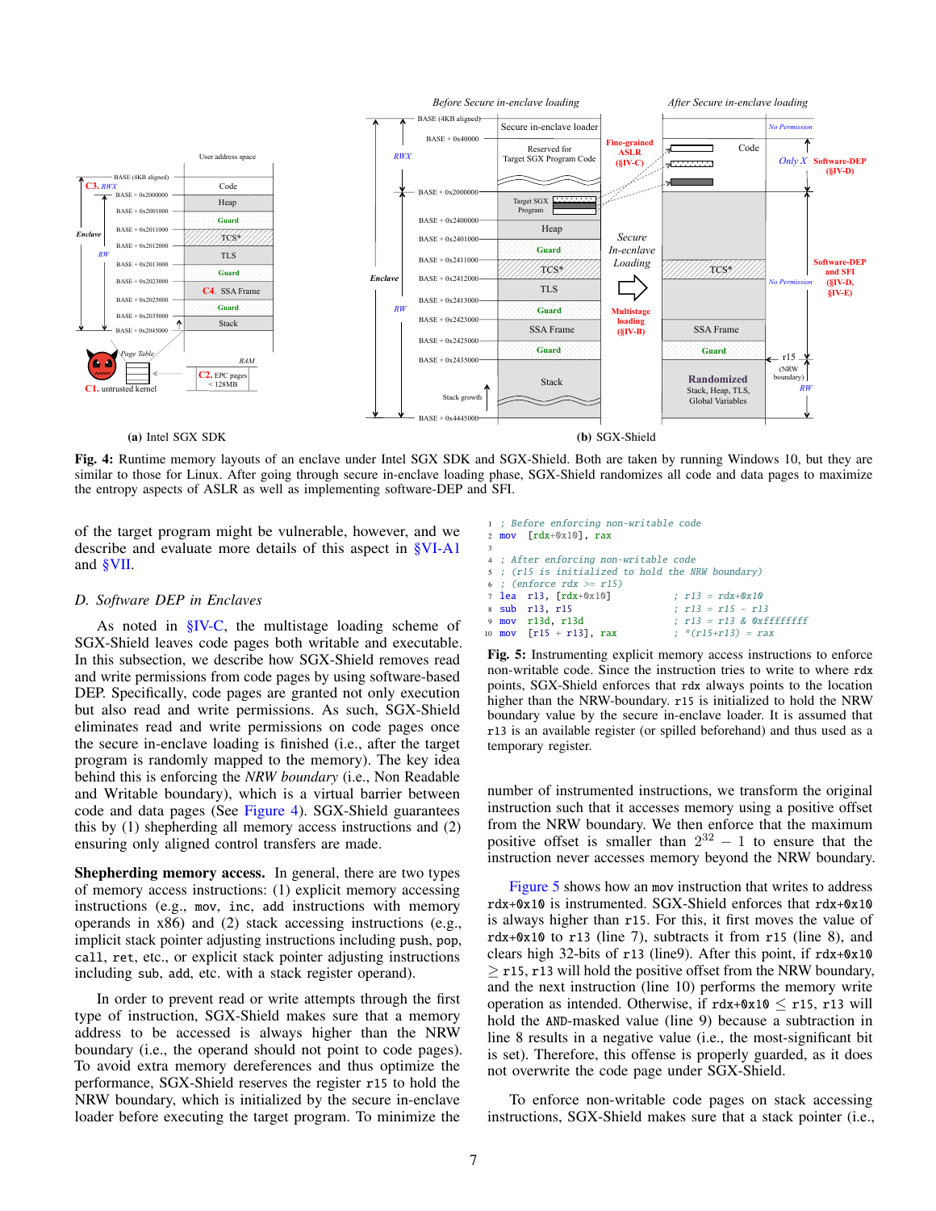(a) Intel SGX SDK

(b) SGX-Shield

Fig. 4: Runtime memory layouts of an enclave under Intel SGX SDK and SGX-Shield. Both are taken by running Windows 10, but they are similar to those for Linux. After going through secure in-enclave loading phase, SGX-Shield randomizes all code and data pages to maximize the entropy aspects of ASLR as well as implementing software-DEP and SFI.

of the target program might be vulnerable, however, and we describe and evaluate more details of this aspect in §VI-A1 and §VII.

### D. Software DEP in Enclaves

As noted in §IV-C, the multistage loading scheme of SGX-Shield leaves code pages both writable and executable. In this subsection, we describe how SGX-Shield removes read and write permissions from code pages by using software-based DEP. Specifically, code pages are granted not only execution but also read and write permissions. As such, SGX-Shield eliminates read and write permissions on code pages once the secure in-enclave loading is finished (i.e., after the target program is randomly mapped to the memory). The key idea behind this is enforcing the *NRW boundary* (i.e., Non Readable and Writable boundary), which is a virtual barrier between code and data pages (See Figure 4). SGX-Shield guarantees this by (1) shepherding all memory access instructions and (2) ensuring only aligned control transfers are made.

**Shepherding memory access.** In general, there are two types of memory access instructions: (1) explicit memory accessing instructions (e.g., mov, inc, add instructions with memory operands in x86) and (2) stack accessing instructions (e.g., implicit stack pointer adjusting instructions including push, pop, call, ret, etc., or explicit stack pointer adjusting instructions including sub, add, etc. with a stack register operand).

In order to prevent read or write attempts through the first type of instruction, SGX-Shield makes sure that a memory address to be accessed is always higher than the NRW boundary (i.e., the operand should not point to code pages). To avoid extra memory dereferences and thus optimize the performance, SGX-Shield reserves the register r15 to hold the NRW boundary, which is initialized by the secure in-enclave loader before executing the target program. To minimize the number of instrumented instructions, we transform the original instruction such that it accesses memory using a positive offset from the NRW boundary. We then enforce that the maximum positive offset is smaller than $2^{32} - 1$ to ensure that the instruction never accesses memory beyond the NRW boundary.

```
1  ; Before enforcing non-writable code
2  mov  [rdx+0x10], rax
3
4  ; After enforcing non-writable code
5  ; (r15 is initialized to hold the NRW boundary)
6  ; (enforce rdx >= r15)
7  lea  r13, [rdx+0x10]          ; r13 = rdx+0x10
8  sub  r13, r15                 ; r13 = r15 - r13
9  mov  r13d, r13d               ; r13 = r13 & 0xffffffff
10 mov  [r15 + r13], rax         ; *(r15+r13) = rax
```

Fig. 5: Instrumenting explicit memory access instructions to enforce non-writable code. Since the instruction tries to write to where rdx points, SGX-Shield enforces that rdx always points to the location higher than the NRW-boundary. r15 is initialized to hold the NRW boundary value by the secure in-enclave loader. It is assumed that r13 is an available register (or spilled beforehand) and thus used as a temporary register.

Figure 5 shows how an mov instruction that writes to address rdx+0x10 is instrumented. SGX-Shield enforces that rdx+0x10 is always higher than r15. For this, it first moves the value of rdx+0x10 to r13 (line 7), subtracts it from r15 (line 8), and clears high 32-bits of r13 (line9). After this point, if rdx+0x10 $\geq$ r15, r13 will hold the positive offset from the NRW boundary, and the next instruction (line 10) performs the memory write operation as intended. Otherwise, if rdx+0x10 $\leq$ r15, r13 will hold the AND-masked value (line 9) because a subtraction in line 8 results in a negative value (i.e., the most-significant bit is set). Therefore, this offense is properly guarded, as it does not overwrite the code page under SGX-Shield.

To enforce non-writable code pages on stack accessing instructions, SGX-Shield makes sure that a stack pointer (i.e.,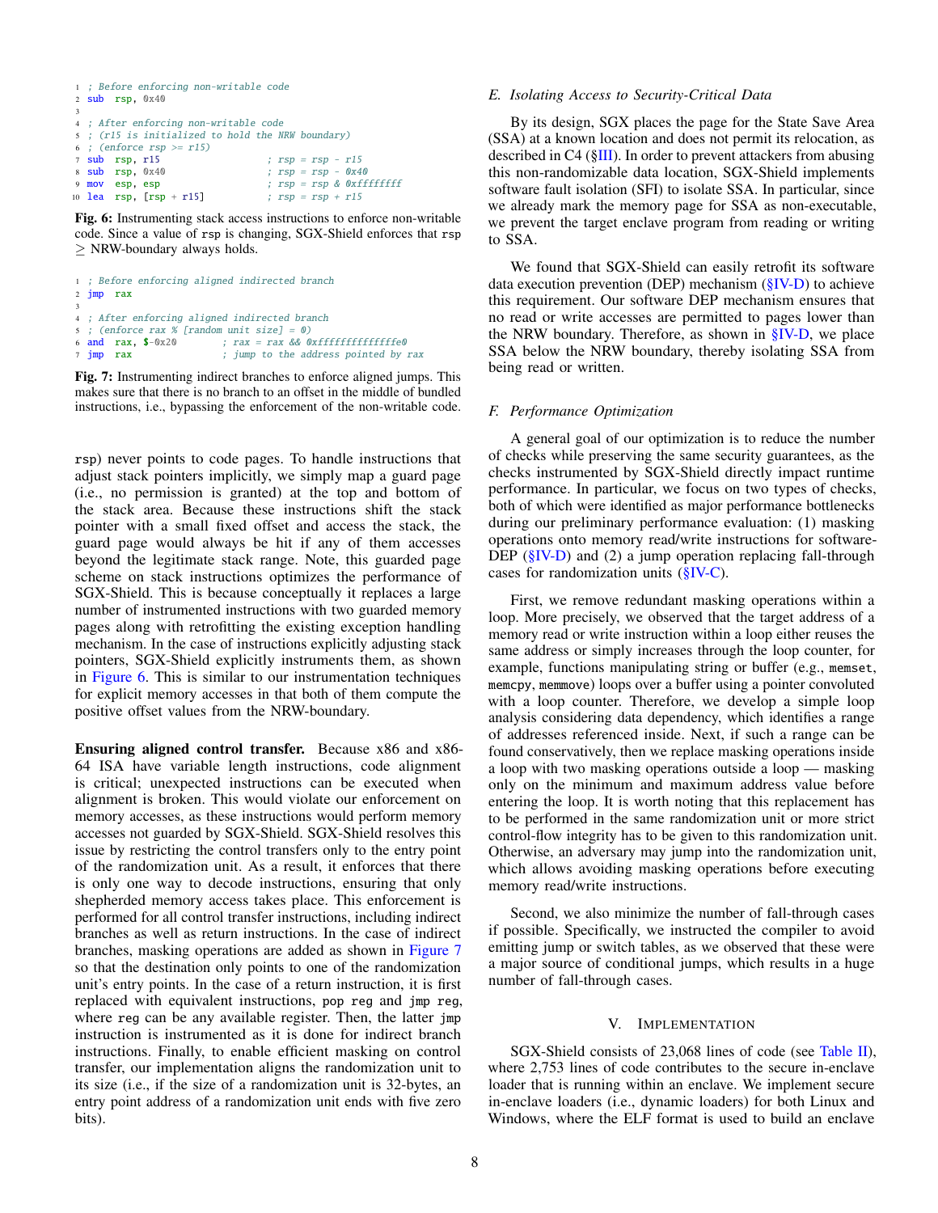```
1  ; Before enforcing non-writable code
2  sub  rsp, 0x40
3
4  ; After enforcing non-writable code
5  ; (r15 is initialized to hold the NRW boundary)
6  ; (enforce rsp >= r15)
7  sub  rsp, r15                  ; rsp = rsp - r15
8  sub  rsp, 0x40                 ; rsp = rsp - 0x40
9  mov  esp, esp                  ; rsp = rsp & 0xffffffff
10 lea  rsp, [rsp + r15]          ; rsp = rsp + r15
```

**Fig. 6:** Instrumenting stack access instructions to enforce non-writable code. Since a value of `rsp` is changing, SGX-Shield enforces that `rsp` $\geq$ NRW-boundary always holds.

```
1  ; Before enforcing aligned indirected branch
2  jmp  rax
3
4  ; After enforcing aligned indirected branch
5  ; (enforce rax % [random unit size] = 0)
6  and  rax, $-0x20        ; rax = rax && 0xffffffffffffffe0
7  jmp  rax                ; jump to the address pointed by rax
```

**Fig. 7:** Instrumenting indirect branches to enforce aligned jumps. This makes sure that there is no branch to an offset in the middle of bundled instructions, i.e., bypassing the enforcement of the non-writable code.

rsp) never points to code pages. To handle instructions that adjust stack pointers implicitly, we simply map a guard page (i.e., no permission is granted) at the top and bottom of the stack area. Because these instructions shift the stack pointer with a small fixed offset and access the stack, the guard page would always be hit if any of them accesses beyond the legitimate stack range. Note, this guarded page scheme on stack instructions optimizes the performance of SGX-Shield. This is because conceptually it replaces a large number of instrumented instructions with two guarded memory pages along with retrofitting the existing exception handling mechanism. In the case of instructions explicitly adjusting stack pointers, SGX-Shield explicitly instruments them, as shown in Figure 6. This is similar to our instrumentation techniques for explicit memory accesses in that both of them compute the positive offset values from the NRW-boundary.

**Ensuring aligned control transfer.** Because x86 and x86-64 ISA have variable length instructions, code alignment is critical; unexpected instructions can be executed when alignment is broken. This would violate our enforcement on memory accesses, as these instructions would perform memory accesses not guarded by SGX-Shield. SGX-Shield resolves this issue by restricting the control transfers only to the entry point of the randomization unit. As a result, it enforces that there is only one way to decode instructions, ensuring that only shepherded memory access takes place. This enforcement is performed for all control transfer instructions, including indirect branches as well as return instructions. In the case of indirect branches, masking operations are added as shown in Figure 7 so that the destination only points to one of the randomization unit's entry points. In the case of a return instruction, it is first replaced with equivalent instructions, `pop reg` and `jmp reg`, where `reg` can be any available register. Then, the latter `jmp` instruction is instrumented as it is done for indirect branch instructions. Finally, to enable efficient masking on control transfer, our implementation aligns the randomization unit to its size (i.e., if the size of a randomization unit is 32-bytes, an entry point address of a randomization unit ends with five zero bits).

### *E. Isolating Access to Security-Critical Data*

By its design, SGX places the page for the State Save Area (SSA) at a known location and does not permit its relocation, as described in C4 (§III). In order to prevent attackers from abusing this non-randomizable data location, SGX-Shield implements software fault isolation (SFI) to isolate SSA. In particular, since we already mark the memory page for SSA as non-executable, we prevent the target enclave program from reading or writing to SSA.

We found that SGX-Shield can easily retrofit its software data execution prevention (DEP) mechanism (§IV-D) to achieve this requirement. Our software DEP mechanism ensures that no read or write accesses are permitted to pages lower than the NRW boundary. Therefore, as shown in §IV-D, we place SSA below the NRW boundary, thereby isolating SSA from being read or written.

### *F. Performance Optimization*

A general goal of our optimization is to reduce the number of checks while preserving the same security guarantees, as the checks instrumented by SGX-Shield directly impact runtime performance. In particular, we focus on two types of checks, both of which were identified as major performance bottlenecks during our preliminary performance evaluation: (1) masking operations onto memory read/write instructions for software-DEP (§IV-D) and (2) a jump operation replacing fall-through cases for randomization units (§IV-C).

First, we remove redundant masking operations within a loop. More precisely, we observed that the target address of a memory read or write instruction within a loop either reuses the same address or simply increases through the loop counter, for example, functions manipulating string or buffer (e.g., `memset`, `memcpy`, `memmove`) loops over a buffer using a pointer convoluted with a loop counter. Therefore, we develop a simple loop analysis considering data dependency, which identifies a range of addresses referenced inside. Next, if such a range can be found conservatively, then we replace masking operations inside a loop with two masking operations outside a loop — masking only on the minimum and maximum address value before entering the loop. It is worth noting that this replacement has to be performed in the same randomization unit or more strict control-flow integrity has to be given to this randomization unit. Otherwise, an adversary may jump into the randomization unit, which allows avoiding masking operations before executing memory read/write instructions.

Second, we also minimize the number of fall-through cases if possible. Specifically, we instructed the compiler to avoid emitting jump or switch tables, as we observed that these were a major source of conditional jumps, which results in a huge number of fall-through cases.

## V. Implementation

SGX-Shield consists of 23,068 lines of code (see Table II), where 2,753 lines of code contributes to the secure in-enclave loader that is running within an enclave. We implement secure in-enclave loaders (i.e., dynamic loaders) for both Linux and Windows, where the ELF format is used to build an enclave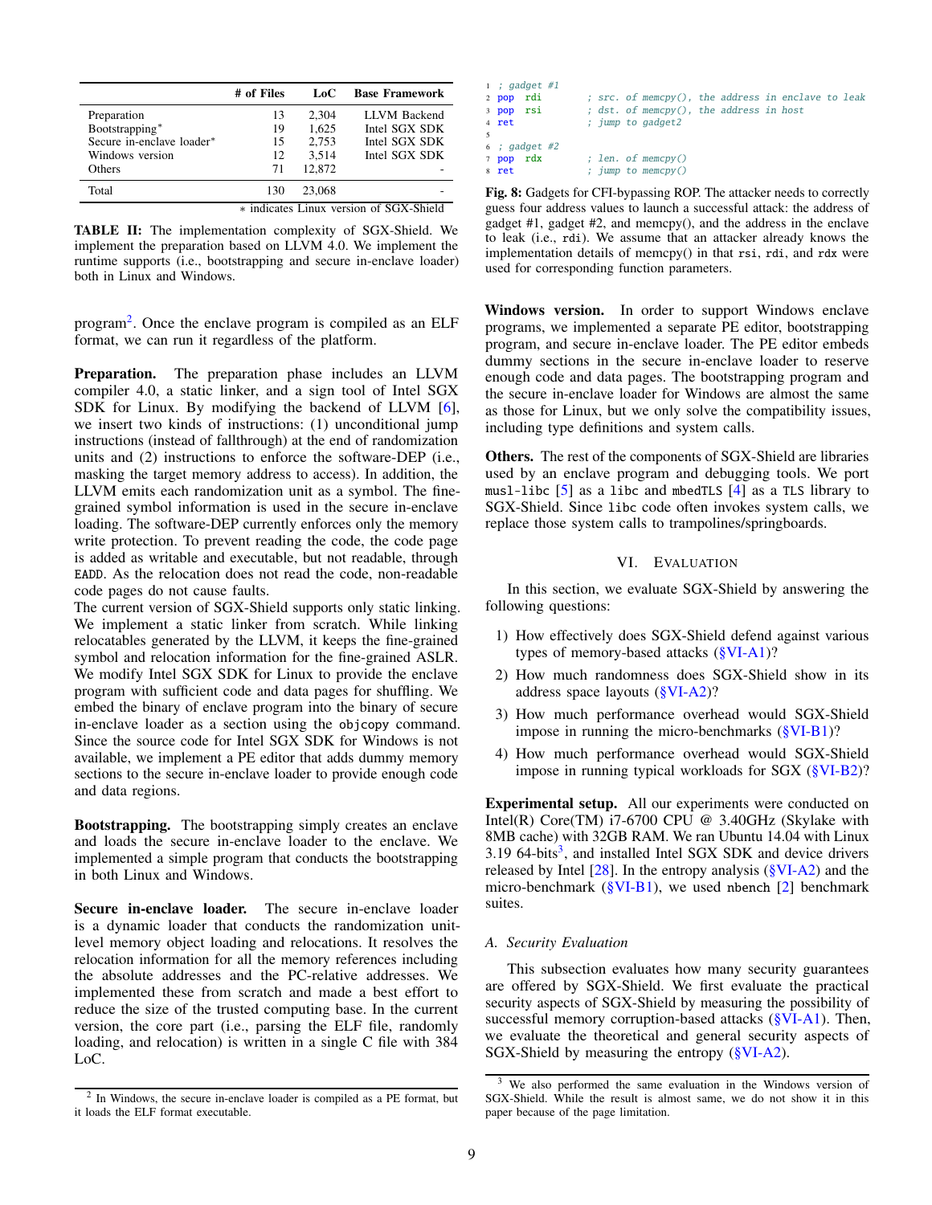|  | # of Files | LoC | Base Framework |
|---|---|---|---|
| Preparation | 13 | 2,304 | LLVM Backend |
| Bootstrapping* | 19 | 1,625 | Intel SGX SDK |
| Secure in-enclave loader* | 15 | 2,753 | Intel SGX SDK |
| Windows version | 12 | 3,514 | Intel SGX SDK |
| Others | 71 | 12,872 | - |
| Total | 130 | 23,068 | - |

∗ indicates Linux version of SGX-Shield

**TABLE II:** The implementation complexity of SGX-Shield. We implement the preparation based on LLVM 4.0. We implement the runtime supports (i.e., bootstrapping and secure in-enclave loader) both in Linux and Windows.

program[2]. Once the enclave program is compiled as an ELF format, we can run it regardless of the platform.

**Preparation.** The preparation phase includes an LLVM compiler 4.0, a static linker, and a sign tool of Intel SGX SDK for Linux. By modifying the backend of LLVM [6], we insert two kinds of instructions: (1) unconditional jump instructions (instead of fallthrough) at the end of randomization units and (2) instructions to enforce the software-DEP (i.e., masking the target memory address to access). In addition, the LLVM emits each randomization unit as a symbol. The fine-grained symbol information is used in the secure in-enclave loading. The software-DEP currently enforces only the memory write protection. To prevent reading the code, the code page is added as writable and executable, but not readable, through EADD. As the relocation does not read the code, non-readable code pages do not cause faults.
The current version of SGX-Shield supports only static linking. We implement a static linker from scratch. While linking relocatables generated by the LLVM, it keeps the fine-grained symbol and relocation information for the fine-grained ASLR. We modify Intel SGX SDK for Linux to provide the enclave program with sufficient code and data pages for shuffling. We embed the binary of enclave program into the binary of secure in-enclave loader as a section using the objcopy command. Since the source code for Intel SGX SDK for Windows is not available, we implement a PE editor that adds dummy memory sections to the secure in-enclave loader to provide enough code and data regions.

**Bootstrapping.** The bootstrapping simply creates an enclave and loads the secure in-enclave loader to the enclave. We implemented a simple program that conducts the bootstrapping in both Linux and Windows.

**Secure in-enclave loader.** The secure in-enclave loader is a dynamic loader that conducts the randomization unit-level memory object loading and relocations. It resolves the relocation information for all the memory references including the absolute addresses and the PC-relative addresses. We implemented these from scratch and made a best effort to reduce the size of the trusted computing base. In the current version, the core part (i.e., parsing the ELF file, randomly loading, and relocation) is written in a single C file with 384 LoC.

[2] In Windows, the secure in-enclave loader is compiled as a PE format, but it loads the ELF format executable.

```
1  ; gadget #1
2  pop  rdi        ; src. of memcpy(), the address in enclave to leak
3  pop  rsi        ; dst. of memcpy(), the address in host
4  ret             ; jump to gadget2
5
6  ; gadget #2
7  pop  rdx        ; len. of memcpy()
8  ret             ; jump to memcpy()
```

**Fig. 8:** Gadgets for CFI-bypassing ROP. The attacker needs to correctly guess four address values to launch a successful attack: the address of gadget #1, gadget #2, and memcpy(), and the address in the enclave to leak (i.e., rdi). We assume that an attacker already knows the implementation details of memcpy() in that rsi, rdi, and rdx were used for corresponding function parameters.

**Windows version.** In order to support Windows enclave programs, we implemented a separate PE editor, bootstrapping program, and secure in-enclave loader. The PE editor embeds dummy sections in the secure in-enclave loader to reserve enough code and data pages. The bootstrapping program and the secure in-enclave loader for Windows are almost the same as those for Linux, but we only solve the compatibility issues, including type definitions and system calls.

**Others.** The rest of the components of SGX-Shield are libraries used by an enclave program and debugging tools. We port musl-libc [5] as a libc and mbedTLS [4] as a TLS library to SGX-Shield. Since libc code often invokes system calls, we replace those system calls to trampolines/springboards.

## VI. Evaluation

In this section, we evaluate SGX-Shield by answering the following questions:

1) How effectively does SGX-Shield defend against various types of memory-based attacks (§VI-A1)?
2) How much randomness does SGX-Shield show in its address space layouts (§VI-A2)?
3) How much performance overhead would SGX-Shield impose in running the micro-benchmarks (§VI-B1)?
4) How much performance overhead would SGX-Shield impose in running typical workloads for SGX (§VI-B2)?

**Experimental setup.** All our experiments were conducted on Intel(R) Core(TM) i7-6700 CPU @ 3.40GHz (Skylake with 8MB cache) with 32GB RAM. We ran Ubuntu 14.04 with Linux 3.19 64-bits[3], and installed Intel SGX SDK and device drivers released by Intel [28]. In the entropy analysis (§VI-A2) and the micro-benchmark (§VI-B1), we used nbench [2] benchmark suites.

### A. Security Evaluation

This subsection evaluates how many security guarantees are offered by SGX-Shield. We first evaluate the practical security aspects of SGX-Shield by measuring the possibility of successful memory corruption-based attacks (§VI-A1). Then, we evaluate the theoretical and general security aspects of SGX-Shield by measuring the entropy (§VI-A2).

[3] We also performed the same evaluation in the Windows version of SGX-Shield. While the result is almost same, we do not show it in this paper because of the page limitation.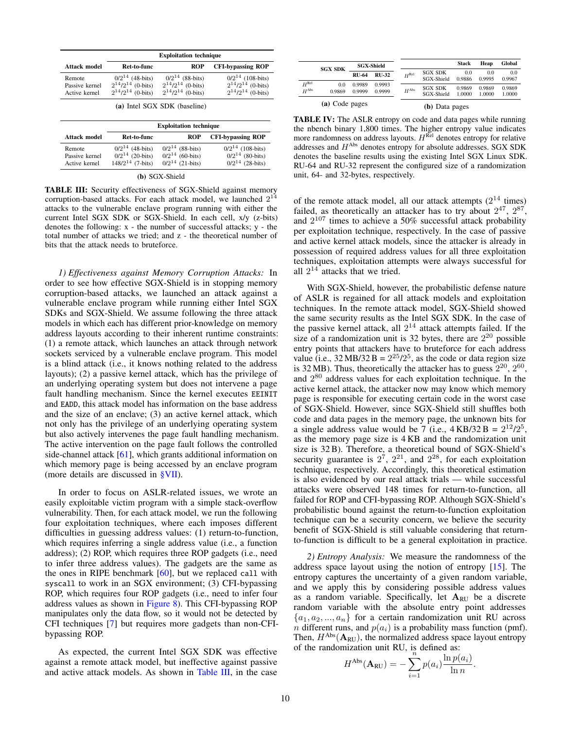| Attack model | Ret-to-func | ROP | CFI-bypassing ROP |
|---|---|---|---|
| | Exploitation technique | | |
| Remote | $0/2^{14}$ (48-bits) | $0/2^{14}$ (88-bits) | $0/2^{14}$ (108-bits) |
| Passive kernel | $2^{14}/2^{14}$ (0-bits) | $2^{14}/2^{14}$ (0-bits) | $2^{14}/2^{14}$ (0-bits) |
| Active kernel | $2^{14}/2^{14}$ (0-bits) | $2^{14}/2^{14}$ (0-bits) | $2^{14}/2^{14}$ (0-bits) |

(a) Intel SGX SDK (baseline)

| Attack model | Ret-to-func | ROP | CFI-bypassing ROP |
|---|---|---|---|
| | Exploitation technique | | |
| Remote | $0/2^{14}$ (48-bits) | $0/2^{14}$ (88-bits) | $0/2^{14}$ (108-bits) |
| Passive kernel | $0/2^{14}$ (20-bits) | $0/2^{14}$ (60-bits) | $0/2^{14}$ (80-bits) |
| Active kernel | $148/2^{14}$ (7-bits) | $0/2^{14}$ (21-bits) | $0/2^{14}$ (28-bits) |

(b) SGX-Shield

**TABLE III:** Security effectiveness of SGX-Shield against memory corruption-based attacks. For each attack model, we launched $2^{14}$ attacks to the vulnerable enclave program running with either the current Intel SGX SDK or SGX-Shield. In each cell, x/y (z-bits) denotes the following: x - the number of successful attacks; y - the total number of attacks we tried; and z - the theoretical number of bits that the attack needs to bruteforce.

| | SGX SDK | SGX-Shield RU-64 | SGX-Shield RU-32 |
|---|---|---|---|
| $H^{\text{Rel}}$ | 0.0 | 0.9989 | 0.9993 |
| $H^{\text{Abs}}$ | 0.9869 | 0.9999 | 0.9999 |

(a) Code pages

| | | Stack | Heap | Global |
|---|---|---|---|---|
| $H^{\text{Rel}}$ | SGX SDK | 0.0 | 0.0 | 0.0 |
| | SGX-Shield | 0.9886 | 0.9995 | 0.9967 |
| $H^{\text{Abs}}$ | SGX SDK | 0.9869 | 0.9869 | 0.9869 |
| | SGX-Shield | 1.0000 | 1.0000 | 1.0000 |

(b) Data pages

**TABLE IV:** The ASLR entropy on code and data pages while running the nbench binary 1,800 times. The higher entropy value indicates more randomness on address layouts. $H^{\text{Rel}}$ denotes entropy for relative addresses and $H^{\text{Abs}}$ denotes entropy for absolute addresses. SGX SDK denotes the baseline results using the existing Intel SGX Linux SDK. RU-64 and RU-32 represent the configured size of a randomization unit, 64- and 32-bytes, respectively.

*1) Effectiveness against Memory Corruption Attacks:* In order to see how effective SGX-Shield is in stopping memory corruption-based attacks, we launched an attack against a vulnerable enclave program while running either Intel SGX SDKs and SGX-Shield. We assume following the three attack models in which each has different prior-knowledge on memory address layouts according to their inherent runtime constraints: (1) a remote attack, which launches an attack through network sockets serviced by a vulnerable enclave program. This model is a blind attack (i.e., it knows nothing related to the address layouts); (2) a passive kernel attack, which has the privilege of an underlying operating system but does not intervene a page fault handling mechanism. Since the kernel executes `EEINIT` and `EADD`, this attack model has information on the base address and the size of an enclave; (3) an active kernel attack, which not only has the privilege of an underlying operating system but also actively intervenes the page fault handling mechanism. The active intervention on the page fault follows the controlled side-channel attack [61], which grants additional information on which memory page is being accessed by an enclave program (more details are discussed in §VII).

In order to focus on ASLR-related issues, we wrote an easily exploitable victim program with a simple stack-overflow vulnerability. Then, for each attack model, we run the following four exploitation techniques, where each imposes different difficulties in guessing address values: (1) return-to-function, which requires inferring a single address value (i.e., a function address); (2) ROP, which requires three ROP gadgets (i.e., need to infer three address values). The gadgets are the same as the ones in RIPE benchmark [60], but we replaced `call` with `syscall` to work in an SGX environment; (3) CFI-bypassing ROP, which requires four ROP gadgets (i.e., need to infer four address values as shown in Figure 8). This CFI-bypassing ROP manipulates only the data flow, so it would not be detected by CFI techniques [7] but requires more gadgets than non-CFI-bypassing ROP.

As expected, the current Intel SGX SDK was effective against a remote attack model, but ineffective against passive and active attack models. As shown in Table III, in the case of the remote attack model, all our attack attempts ($2^{14}$ times) failed, as theoretically an attacker has to try about $2^{47}$, $2^{87}$, and $2^{107}$ times to achieve a 50% successful attack probability per exploitation technique, respectively. In the case of passive and active kernel attack models, since the attacker is already in possession of required address values for all three exploitation techniques, exploitation attempts were always successful for all $2^{14}$ attacks that we tried.

With SGX-Shield, however, the probabilistic defense nature of ASLR is regained for all attack models and exploitation techniques. In the remote attack model, SGX-Shield showed the same security results as the Intel SGX SDK. In the case of the passive kernel attack, all $2^{14}$ attack attempts failed. If the size of a randomization unit is 32 bytes, there are $2^{20}$ possible entry points that attackers have to bruteforce for each address value (i.e., 32 MB/32 B = $2^{25}/2^5$, as the code or data region size is 32 MB). Thus, theoretically the attacker has to guess $2^{20}$, $2^{60}$, and $2^{80}$ address values for each exploitation technique. In the active kernel attack, the attacker now may know which memory page is responsible for executing certain code in the worst case of SGX-Shield. However, since SGX-Shield still shuffles both code and data pages in the memory page, the unknown bits for a single address value would be 7 (i.e., 4 KB/32 B = $2^{12}/2^5$, as the memory page size is 4 KB and the randomization unit size is 32 B). Therefore, a theoretical bound of SGX-Shield's security guarantee is $2^7$, $2^{21}$, and $2^{28}$, for each exploitation technique, respectively. Accordingly, this theoretical estimation is also evidenced by our real attack trials — while successful attacks were observed 148 times for return-to-function, all failed for ROP and CFI-bypassing ROP. Although SGX-Shield's probabilistic bound against the return-to-function exploitation technique can be a security concern, we believe the security benefit of SGX-Shield is still valuable considering that return-to-function is difficult to be a general exploitation in practice.

*2) Entropy Analysis:* We measure the randomness of the address space layout using the notion of entropy [15]. The entropy captures the uncertainty of a given random variable, and we apply this by considering possible address values as a random variable. Specifically, let $\mathbf{A}_{\text{RU}}$ be a discrete random variable with the absolute entry point addresses $\{a_1, a_2, ..., a_n\}$ for a certain randomization unit RU across $n$ different runs, and $p(a_i)$ is a probability mass function (pmf). Then, $H^{\text{Abs}}(\mathbf{A}_{\text{RU}})$, the normalized address space layout entropy of the randomization unit RU, is defined as:

$$H^{\text{Abs}}(\mathbf{A}_{\text{RU}}) = -\sum_{i=1}^{n} p(a_i)\frac{\ln p(a_i)}{\ln n}.$$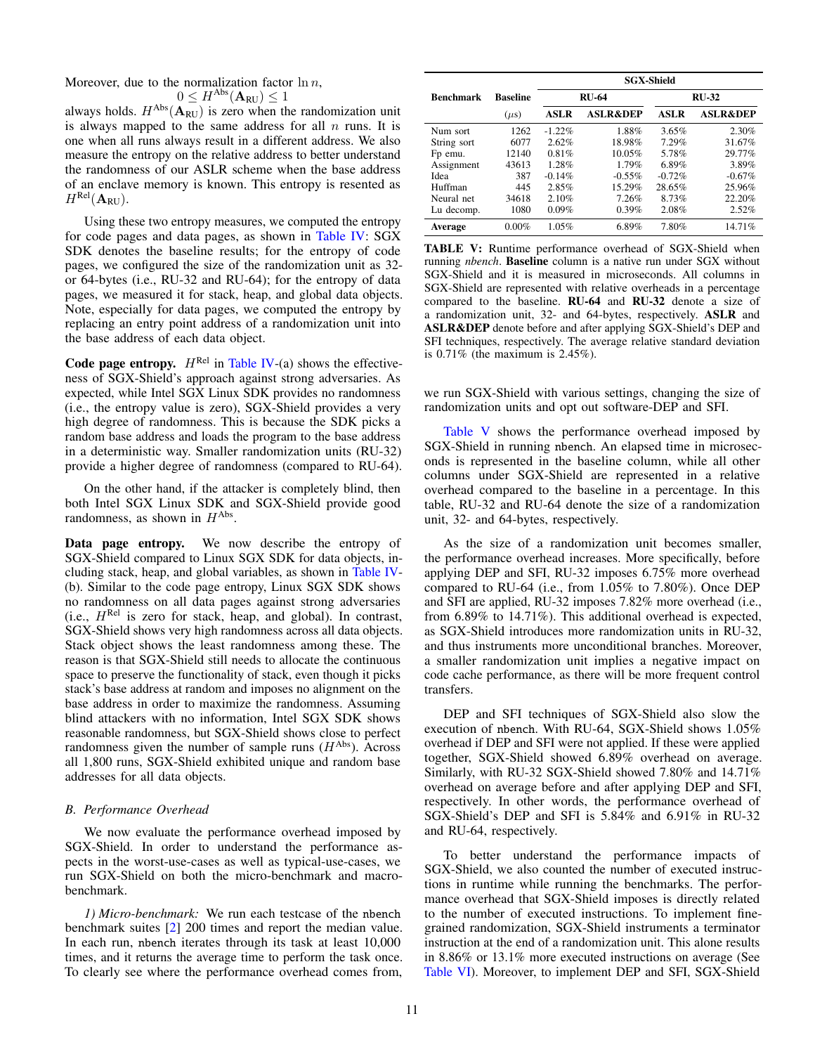Moreover, due to the normalization factor $\ln n$,

$$0 \leq H^{\text{Abs}}(\mathbf{A}_{\text{RU}}) \leq 1$$

always holds. $H^{\text{Abs}}(\mathbf{A}_{\text{RU}})$ is zero when the randomization unit is always mapped to the same address for all $n$ runs. It is one when all runs always result in a different address. We also measure the entropy on the relative address to better understand the randomness of our ASLR scheme when the base address of an enclave memory is known. This entropy is resented as $H^{\text{Rel}}(\mathbf{A}_{\text{RU}})$.

Using these two entropy measures, we computed the entropy for code pages and data pages, as shown in Table IV: SGX SDK denotes the baseline results; for the entropy of code pages, we configured the size of the randomization unit as 32- or 64-bytes (i.e., RU-32 and RU-64); for the entropy of data pages, we measured it for stack, heap, and global data objects. Note, especially for data pages, we computed the entropy by replacing an entry point address of a randomization unit into the base address of each data object.

**Code page entropy.** $H^{\text{Rel}}$ in Table IV-(a) shows the effectiveness of SGX-Shield's approach against strong adversaries. As expected, while Intel SGX Linux SDK provides no randomness (i.e., the entropy value is zero), SGX-Shield provides a very high degree of randomness. This is because the SDK picks a random base address and loads the program to the base address in a deterministic way. Smaller randomization units (RU-32) provide a higher degree of randomness (compared to RU-64).

On the other hand, if the attacker is completely blind, then both Intel SGX Linux SDK and SGX-Shield provide good randomness, as shown in $H^{\text{Abs}}$.

**Data page entropy.** We now describe the entropy of SGX-Shield compared to Linux SGX SDK for data objects, including stack, heap, and global variables, as shown in Table IV-(b). Similar to the code page entropy, Linux SGX SDK shows no randomness on all data pages against strong adversaries (i.e., $H^{\text{Rel}}$ is zero for stack, heap, and global). In contrast, SGX-Shield shows very high randomness across all data objects. Stack object shows the least randomness among these. The reason is that SGX-Shield still needs to allocate the continuous space to preserve the functionality of stack, even though it picks stack's base address at random and imposes no alignment on the base address in order to maximize the randomness. Assuming blind attackers with no information, Intel SGX SDK shows reasonable randomness, but SGX-Shield shows close to perfect randomness given the number of sample runs ($H^{\text{Abs}}$). Across all 1,800 runs, SGX-Shield exhibited unique and random base addresses for all data objects.

### B. Performance Overhead

We now evaluate the performance overhead imposed by SGX-Shield. In order to understand the performance aspects in the worst-use-cases as well as typical-use-cases, we run SGX-Shield on both the micro-benchmark and macro-benchmark.

*1) Micro-benchmark:* We run each testcase of the nbench benchmark suites [2] 200 times and report the median value. In each run, nbench iterates through its task at least 10,000 times, and it returns the average time to perform the task once. To clearly see where the performance overhead comes from, we run SGX-Shield with various settings, changing the size of randomization units and opt out software-DEP and SFI.

| Benchmark | Baseline | SGX-Shield | | | |
|---|---|---|---|---|---|
| | | RU-64 | | RU-32 | |
| | ($\mu$s) | ASLR | ASLR&DEP | ASLR | ASLR&DEP |
| Num sort | 1262 | -1.22% | 1.88% | 3.65% | 2.30% |
| String sort | 6077 | 2.62% | 18.98% | 7.29% | 31.67% |
| Fp emu. | 12140 | 0.81% | 10.05% | 5.78% | 29.77% |
| Assignment | 43613 | 1.28% | 1.79% | 6.89% | 3.89% |
| Idea | 387 | -0.14% | -0.55% | -0.72% | -0.67% |
| Huffman | 445 | 2.85% | 15.29% | 28.65% | 25.96% |
| Neural net | 34618 | 2.10% | 7.26% | 8.73% | 22.20% |
| Lu decomp. | 1080 | 0.09% | 0.39% | 2.08% | 2.52% |
| **Average** | 0.00% | 1.05% | 6.89% | 7.80% | 14.71% |

**TABLE V:** Runtime performance overhead of SGX-Shield when running *nbench*. **Baseline** column is a native run under SGX without SGX-Shield and it is measured in microseconds. All columns in SGX-Shield are represented with relative overheads in a percentage compared to the baseline. **RU-64** and **RU-32** denote a size of a randomization unit, 32- and 64-bytes, respectively. **ASLR** and **ASLR&DEP** denote before and after applying SGX-Shield's DEP and SFI techniques, respectively. The average relative standard deviation is 0.71% (the maximum is 2.45%).

Table V shows the performance overhead imposed by SGX-Shield in running nbench. An elapsed time in microseconds is represented in the baseline column, while all other columns under SGX-Shield are represented in a relative overhead compared to the baseline in a percentage. In this table, RU-32 and RU-64 denote the size of a randomization unit, 32- and 64-bytes, respectively.

As the size of a randomization unit becomes smaller, the performance overhead increases. More specifically, before applying DEP and SFI, RU-32 imposes 6.75% more overhead compared to RU-64 (i.e., from 1.05% to 7.80%). Once DEP and SFI are applied, RU-32 imposes 7.82% more overhead (i.e., from 6.89% to 14.71%). This additional overhead is expected, as SGX-Shield introduces more randomization units in RU-32, and thus instruments more unconditional branches. Moreover, a smaller randomization unit implies a negative impact on code cache performance, as there will be more frequent control transfers.

DEP and SFI techniques of SGX-Shield also slow the execution of nbench. With RU-64, SGX-Shield shows 1.05% overhead if DEP and SFI were not applied. If these were applied together, SGX-Shield showed 6.89% overhead on average. Similarly, with RU-32 SGX-Shield showed 7.80% and 14.71% overhead on average before and after applying DEP and SFI, respectively. In other words, the performance overhead of SGX-Shield's DEP and SFI is 5.84% and 6.91% in RU-32 and RU-64, respectively.

To better understand the performance impacts of SGX-Shield, we also counted the number of executed instructions in runtime while running the benchmarks. The performance overhead that SGX-Shield imposes is directly related to the number of executed instructions. To implement fine-grained randomization, SGX-Shield instruments a terminator instruction at the end of a randomization unit. This alone results in 8.86% or 13.1% more executed instructions on average (See Table VI). Moreover, to implement DEP and SFI, SGX-Shield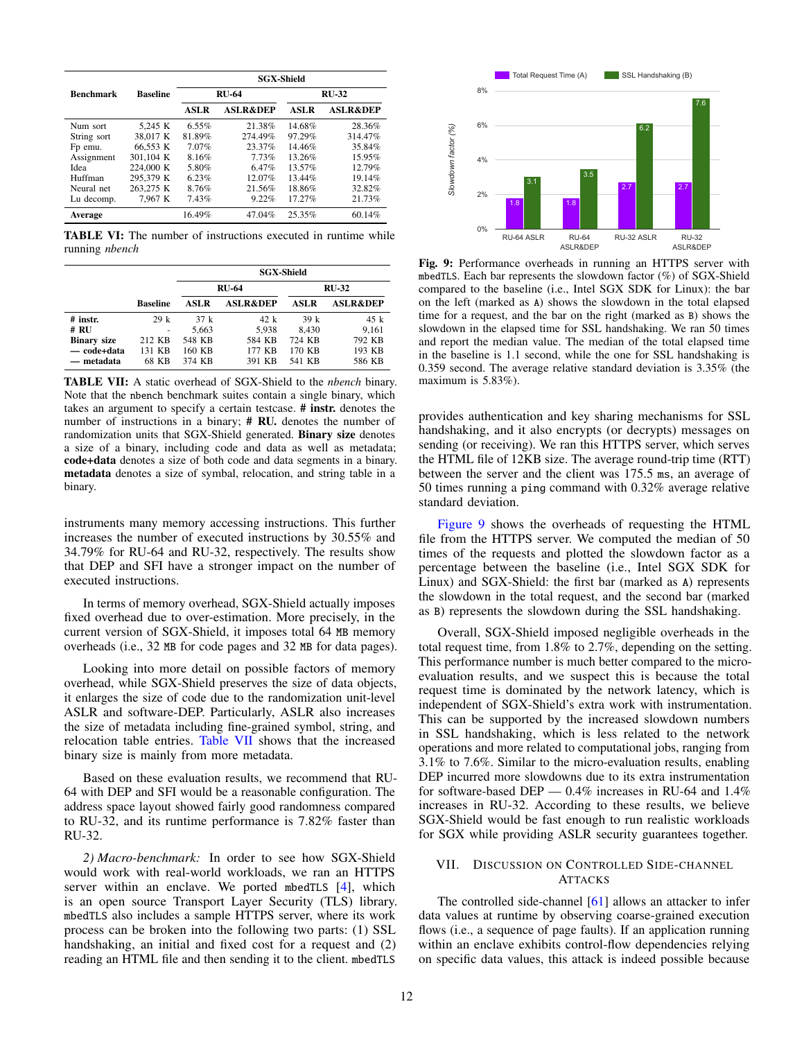| Benchmark | Baseline | SGX-Shield | | | |
|---|---|---|---|---|---|
| | | RU-64 | | RU-32 | |
| | | ASLR | ASLR&DEP | ASLR | ASLR&DEP |
| Num sort | 5,245 K | 6.55% | 21.38% | 14.68% | 28.36% |
| String sort | 38,017 K | 81.89% | 274.49% | 97.29% | 314.47% |
| Fp emu. | 66,553 K | 7.07% | 23.37% | 14.46% | 35.84% |
| Assignment | 301,104 K | 8.16% | 7.73% | 13.26% | 15.95% |
| Idea | 224,000 K | 5.80% | 6.47% | 13.57% | 12.79% |
| Huffman | 295,379 K | 6.23% | 12.07% | 13.44% | 19.14% |
| Neural net | 263,275 K | 8.76% | 21.56% | 18.86% | 32.82% |
| Lu decomp. | 7,967 K | 7.43% | 9.22% | 17.27% | 21.73% |
| **Average** | | 16.49% | 47.04% | 25.35% | 60.14% |

**TABLE VI:** The number of instructions executed in runtime while running *nbench*

| | Baseline | SGX-Shield | | | |
|---|---|---|---|---|---|
| | | RU-64 | | RU-32 | |
| | | ASLR | ASLR&DEP | ASLR | ASLR&DEP |
| **# instr.** | 29 k | 37 k | 42 k | 39 k | 45 k |
| **# RU** | - | 5,663 | 5,938 | 8,430 | 9,161 |
| **Binary size** | 212 KB | 548 KB | 584 KB | 724 KB | 792 KB |
| **— code+data** | 131 KB | 160 KB | 177 KB | 170 KB | 193 KB |
| **— metadata** | 68 KB | 374 KB | 391 KB | 541 KB | 586 KB |

**TABLE VII:** A static overhead of SGX-Shield to the *nbench* binary. Note that the nbench benchmark suites contain a single binary, which takes an argument to specify a certain testcase. **# instr.** denotes the number of instructions in a binary; **# RU.** denotes the number of randomization units that SGX-Shield generated. **Binary size** denotes a size of a binary, including code and data as well as metadata; **code+data** denotes a size of both code and data segments in a binary. **metadata** denotes a size of symbal, relocation, and string table in a binary.

instruments many memory accessing instructions. This further increases the number of executed instructions by 30.55% and 34.79% for RU-64 and RU-32, respectively. The results show that DEP and SFI have a stronger impact on the number of executed instructions.

In terms of memory overhead, SGX-Shield actually imposes fixed overhead due to over-estimation. More precisely, in the current version of SGX-Shield, it imposes total 64 MB memory overheads (i.e., 32 MB for code pages and 32 MB for data pages).

Looking into more detail on possible factors of memory overhead, while SGX-Shield preserves the size of data objects, it enlarges the size of code due to the randomization unit-level ASLR and software-DEP. Particularly, ASLR also increases the size of metadata including fine-grained symbol, string, and relocation table entries. Table VII shows that the increased binary size is mainly from more metadata.

Based on these evaluation results, we recommend that RU-64 with DEP and SFI would be a reasonable configuration. The address space layout showed fairly good randomness compared to RU-32, and its runtime performance is 7.82% faster than RU-32.

*2) Macro-benchmark:* In order to see how SGX-Shield would work with real-world workloads, we ran an HTTPS server within an enclave. We ported mbedTLS [4], which is an open source Transport Layer Security (TLS) library. mbedTLS also includes a sample HTTPS server, where its work process can be broken into the following two parts: (1) SSL handshaking, an initial and fixed cost for a request and (2) reading an HTML file and then sending it to the client. mbedTLS provides authentication and key sharing mechanisms for SSL handshaking, and it also encrypts (or decrypts) messages on sending (or receiving). We ran this HTTPS server, which serves the HTML file of 12KB size. The average round-trip time (RTT) between the server and the client was 175.5 ms, an average of 50 times running a ping command with 0.32% average relative standard deviation.

| | Total Request Time (A) | SSL Handshaking (B) |
|---|---|---|
| RU-64 ASLR | 1.8 | 3.1 |
| RU-64 ASLR&DEP | 1.8 | 3.5 |
| RU-32 ASLR | 2.7 | 6.2 |
| RU-32 ASLR&DEP | 2.7 | 7.6 |

**Fig. 9:** Performance overheads in running an HTTPS server with mbedTLS. Each bar represents the slowdown factor (%) of SGX-Shield compared to the baseline (i.e., Intel SGX SDK for Linux): the bar on the left (marked as A) shows the slowdown in the total elapsed time for a request, and the bar on the right (marked as B) shows the slowdown in the elapsed time for SSL handshaking. We ran 50 times and report the median value. The median of the total elapsed time in the baseline is 1.1 second, while the one for SSL handshaking is 0.359 second. The average relative standard deviation is 3.35% (the maximum is 5.83%).

Figure 9 shows the overheads of requesting the HTML file from the HTTPS server. We computed the median of 50 times of the requests and plotted the slowdown factor as a percentage between the baseline (i.e., Intel SGX SDK for Linux) and SGX-Shield: the first bar (marked as A) represents the slowdown in the total request, and the second bar (marked as B) represents the slowdown during the SSL handshaking.

Overall, SGX-Shield imposed negligible overheads in the total request time, from 1.8% to 2.7%, depending on the setting. This performance number is much better compared to the micro-evaluation results, and we suspect this is because the total request time is dominated by the network latency, which is independent of SGX-Shield's extra work with instrumentation. This can be supported by the increased slowdown numbers in SSL handshaking, which is less related to the network operations and more related to computational jobs, ranging from 3.1% to 7.6%. Similar to the micro-evaluation results, enabling DEP incurred more slowdowns due to its extra instrumentation for software-based DEP — 0.4% increases in RU-64 and 1.4% increases in RU-32. According to these results, we believe SGX-Shield would be fast enough to run realistic workloads for SGX while providing ASLR security guarantees together.

## VII. Discussion on Controlled Side-Channel Attacks

The controlled side-channel [61] allows an attacker to infer data values at runtime by observing coarse-grained execution flows (i.e., a sequence of page faults). If an application running within an enclave exhibits control-flow dependencies relying on specific data values, this attack is indeed possible because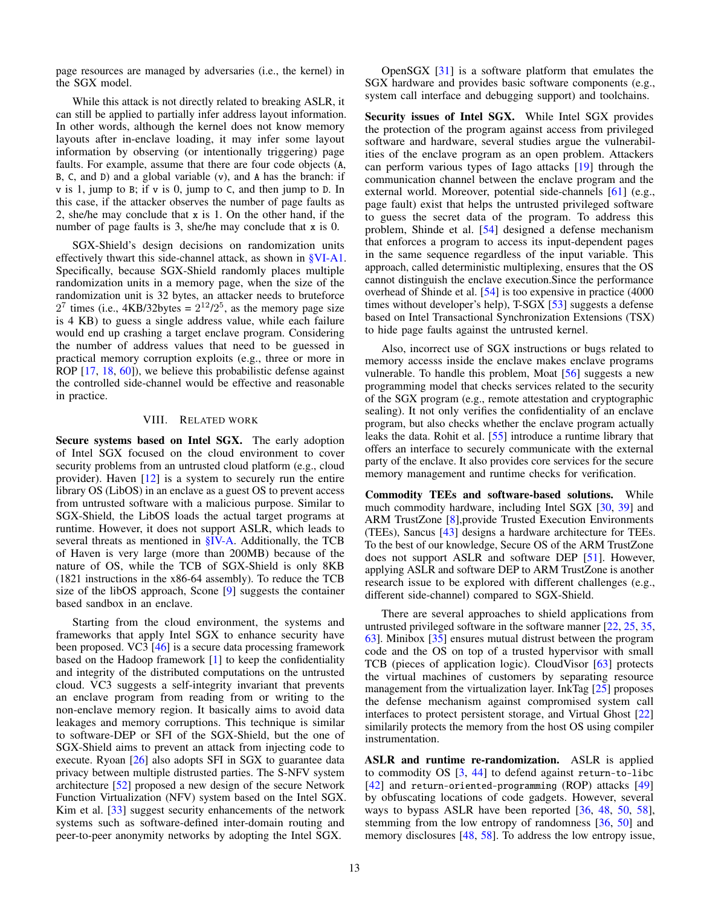page resources are managed by adversaries (i.e., the kernel) in the SGX model.

While this attack is not directly related to breaking ASLR, it can still be applied to partially infer address layout information. In other words, although the kernel does not know memory layouts after in-enclave loading, it may infer some layout information by observing (or intentionally triggering) page faults. For example, assume that there are four code objects (A, B, C, and D) and a global variable (v), and A has the branch: if v is 1, jump to B; if v is 0, jump to C, and then jump to D. In this case, if the attacker observes the number of page faults as 2, she/he may conclude that x is 1. On the other hand, if the number of page faults is 3, she/he may conclude that x is 0.

SGX-Shield's design decisions on randomization units effectively thwart this side-channel attack, as shown in §VI-A1. Specifically, because SGX-Shield randomly places multiple randomization units in a memory page, when the size of the randomization unit is 32 bytes, an attacker needs to bruteforce $2^7$ times (i.e., 4KB/32bytes = $2^{12}/2^5$, as the memory page size is 4 KB) to guess a single address value, while each failure would end up crashing a target enclave program. Considering the number of address values that need to be guessed in practical memory corruption exploits (e.g., three or more in ROP [17, 18, 60]), we believe this probabilistic defense against the controlled side-channel would be effective and reasonable in practice.

## VIII. Related Work

**Secure systems based on Intel SGX.** The early adoption of Intel SGX focused on the cloud environment to cover security problems from an untrusted cloud platform (e.g., cloud provider). Haven [12] is a system to securely run the entire library OS (LibOS) in an enclave as a guest OS to prevent access from untrusted software with a malicious purpose. Similar to SGX-Shield, the LibOS loads the actual target programs at runtime. However, it does not support ASLR, which leads to several threats as mentioned in §IV-A. Additionally, the TCB of Haven is very large (more than 200MB) because of the nature of OS, while the TCB of SGX-Shield is only 8KB (1821 instructions in the x86-64 assembly). To reduce the TCB size of the libOS approach, Scone [9] suggests the container based sandbox in an enclave.

Starting from the cloud environment, the systems and frameworks that apply Intel SGX to enhance security have been proposed. VC3 [46] is a secure data processing framework based on the Hadoop framework [1] to keep the confidentiality and integrity of the distributed computations on the untrusted cloud. VC3 suggests a self-integrity invariant that prevents an enclave program from reading from or writing to the non-enclave memory region. It basically aims to avoid data leakages and memory corruptions. This technique is similar to software-DEP or SFI of the SGX-Shield, but the one of SGX-Shield aims to prevent an attack from injecting code to execute. Ryoan [26] also adopts SFI in SGX to guarantee data privacy between multiple distrusted parties. The S-NFV system architecture [52] proposed a new design of the secure Network Function Virtualization (NFV) system based on the Intel SGX. Kim et al. [33] suggest security enhancements of the network systems such as software-defined inter-domain routing and peer-to-peer anonymity networks by adopting the Intel SGX.

OpenSGX [31] is a software platform that emulates the SGX hardware and provides basic software components (e.g., system call interface and debugging support) and toolchains.

**Security issues of Intel SGX.** While Intel SGX provides the protection of the program against access from privileged software and hardware, several studies argue the vulnerabilities of the enclave program as an open problem. Attackers can perform various types of Iago attacks [19] through the communication channel between the enclave program and the external world. Moreover, potential side-channels [61] (e.g., page fault) exist that helps the untrusted privileged software to guess the secret data of the program. To address this problem, Shinde et al. [54] designed a defense mechanism that enforces a program to access its input-dependent pages in the same sequence regardless of the input variable. This approach, called deterministic multiplexing, ensures that the OS cannot distinguish the enclave execution.Since the performance overhead of Shinde et al. [54] is too expensive in practice (4000 times without developer's help), T-SGX [53] suggests a defense based on Intel Transactional Synchronization Extensions (TSX) to hide page faults against the untrusted kernel.

Also, incorrect use of SGX instructions or bugs related to memory accesss inside the enclave makes enclave programs vulnerable. To handle this problem, Moat [56] suggests a new programming model that checks services related to the security of the SGX program (e.g., remote attestation and cryptographic sealing). It not only verifies the confidentiality of an enclave program, but also checks whether the enclave program actually leaks the data. Rohit et al. [55] introduce a runtime library that offers an interface to securely communicate with the external party of the enclave. It also provides core services for the secure memory management and runtime checks for verification.

**Commodity TEEs and software-based solutions.** While much commodity hardware, including Intel SGX [30, 39] and ARM TrustZone [8],provide Trusted Execution Environments (TEEs), Sancus [43] designs a hardware architecture for TEEs. To the best of our knowledge, Secure OS of the ARM TrustZone does not support ASLR and software DEP [51]. However, applying ASLR and software DEP to ARM TrustZone is another research issue to be explored with different challenges (e.g., different side-channel) compared to SGX-Shield.

There are several approaches to shield applications from untrusted privileged software in the software manner [22, 25, 35, 63]. Minibox [35] ensures mutual distrust between the program code and the OS on top of a trusted hypervisor with small TCB (pieces of application logic). CloudVisor [63] protects the virtual machines of customers by separating resource management from the virtualization layer. InkTag [25] proposes the defense mechanism against compromised system call interfaces to protect persistent storage, and Virtual Ghost [22] similarly protects the memory from the host OS using compiler instrumentation.

**ASLR and runtime re-randomization.** ASLR is applied to commodity OS [3, 44] to defend against `return-to-libc` [42] and `return-oriented-programming` (ROP) attacks [49] by obfuscating locations of code gadgets. However, several ways to bypass ASLR have been reported [36, 48, 50, 58], stemming from the low entropy of randomness [36, 50] and memory disclosures [48, 58]. To address the low entropy issue,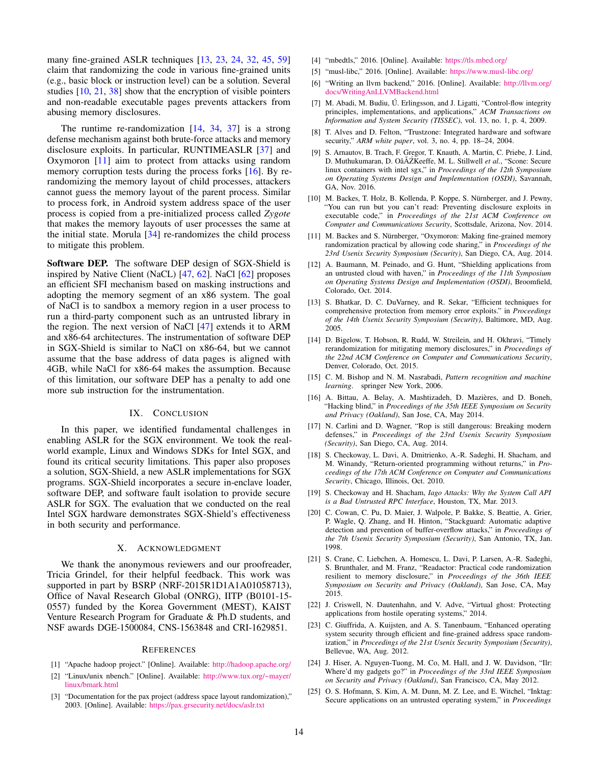many fine-grained ASLR techniques [13, 23, 24, 32, 45, 59] claim that randomizing the code in various fine-grained units (e.g., basic block or instruction level) can be a solution. Several studies [10, 21, 38] show that the encryption of visible pointers and non-readable executable pages prevents attackers from abusing memory disclosures.

The runtime re-randomization [14, 34, 37] is a strong defense mechanism against both brute-force attacks and memory disclosure exploits. In particular, RUNTIMEASLR [37] and Oxymoron [11] aim to protect from attacks using random memory corruption tests during the process forks [16]. By re-randomizing the memory layout of child processes, attackers cannot guess the memory layout of the parent process. Similar to process fork, in Android system address space of the user process is copied from a pre-initialized process called *Zygote* that makes the memory layouts of user processes the same at the initial state. Morula [34] re-randomizes the child process to mitigate this problem.

**Software DEP.** The software DEP design of SGX-Shield is inspired by Native Client (NaCL) [47, 62]. NaCl [62] proposes an efficient SFI mechanism based on masking instructions and adopting the memory segment of an x86 system. The goal of NaCl is to sandbox a memory region in a user process to run a third-party component such as an untrusted library in the region. The next version of NaCl [47] extends it to ARM and x86-64 architectures. The instrumentation of software DEP in SGX-Shield is similar to NaCl on x86-64, but we cannot assume that the base address of data pages is aligned with 4GB, while NaCl for x86-64 makes the assumption. Because of this limitation, our software DEP has a penalty to add one more `sub` instruction for the instrumentation.

## IX. Conclusion

In this paper, we identified fundamental challenges in enabling ASLR for the SGX environment. We took the real-world example, Linux and Windows SDKs for Intel SGX, and found its critical security limitations. This paper also proposes a solution, SGX-Shield, a new ASLR implementations for SGX programs. SGX-Shield incorporates a secure in-enclave loader, software DEP, and software fault isolation to provide secure ASLR for SGX. The evaluation that we conducted on the real Intel SGX hardware demonstrates SGX-Shield's effectiveness in both security and performance.

## X. Acknowledgment

We thank the anonymous reviewers and our proofreader, Tricia Grindel, for their helpful feedback. This work was supported in part by BSRP (NRF-2015R1D1A1A01058713), Office of Naval Research Global (ONRG), IITP (B0101-15-0557) funded by the Korea Government (MEST), KAIST Venture Research Program for Graduate & Ph.D students, and NSF awards DGE-1500084, CNS-1563848 and CRI-1629851.

## References

[1] "Apache hadoop project." [Online]. Available: http://hadoop.apache.org/

[2] "Linux/unix nbench." [Online]. Available: http://www.tux.org/~mayer/linux/bmark.html

[3] "Documentation for the pax project (address space layout randomization)," 2003. [Online]. Available: https://pax.grsecurity.net/docs/aslr.txt

[4] "mbedtls," 2016. [Online]. Available: https://tls.mbed.org/

[5] "musl-libc," 2016. [Online]. Available: https://www.musl-libc.org/

[6] "Writing an llvm backend," 2016. [Online]. Available: http://llvm.org/docs/WritingAnLLVMBackend.html

[7] M. Abadi, M. Budiu, Ú. Erlingsson, and J. Ligatti, "Control-flow integrity principles, implementations, and applications," *ACM Transactions on Information and System Security (TISSEC)*, vol. 13, no. 1, p. 4, 2009.

[8] T. Alves and D. Felton, "Trustzone: Integrated hardware and software security," *ARM white paper*, vol. 3, no. 4, pp. 18–24, 2004.

[9] S. Arnautov, B. Trach, F. Gregor, T. Knauth, A. Martin, C. Priebe, J. Lind, D. Muthukumaran, D. OâĂŹKeeffe, M. L. Stillwell *et al.*, "Scone: Secure linux containers with intel sgx," in *Proceedings of the 12th Symposium on Operating Systems Design and Implementation (OSDI)*, Savannah, GA, Nov. 2016.

[10] M. Backes, T. Holz, B. Kollenda, P. Koppe, S. Nürnberger, and J. Pewny, "You can run but you can't read: Preventing disclosure exploits in executable code," in *Proceedings of the 21st ACM Conference on Computer and Communications Security*, Scottsdale, Arizona, Nov. 2014.

[11] M. Backes and S. Nürnberger, "Oxymoron: Making fine-grained memory randomization practical by allowing code sharing," in *Proceedings of the 23rd Usenix Security Symposium (Security)*, San Diego, CA, Aug. 2014.

[12] A. Baumann, M. Peinado, and G. Hunt, "Shielding applications from an untrusted cloud with haven," in *Proceedings of the 11th Symposium on Operating Systems Design and Implementation (OSDI)*, Broomfield, Colorado, Oct. 2014.

[13] S. Bhatkar, D. C. DuVarney, and R. Sekar, "Efficient techniques for comprehensive protection from memory error exploits," in *Proceedings of the 14th Usenix Security Symposium (Security)*, Baltimore, MD, Aug. 2005.

[14] D. Bigelow, T. Hobson, R. Rudd, W. Streilein, and H. Okhravi, "Timely rerandomization for mitigating memory disclosures," in *Proceedings of the 22nd ACM Conference on Computer and Communications Security*, Denver, Colorado, Oct. 2015.

[15] C. M. Bishop and N. M. Nasrabadi, *Pattern recognition and machine learning*. springer New York, 2006.

[16] A. Bittau, A. Belay, A. Mashtizadeh, D. Mazières, and D. Boneh, "Hacking blind," in *Proceedings of the 35th IEEE Symposium on Security and Privacy (Oakland)*, San Jose, CA, May 2014.

[17] N. Carlini and D. Wagner, "Rop is still dangerous: Breaking modern defenses," in *Proceedings of the 23rd Usenix Security Symposium (Security)*, San Diego, CA, Aug. 2014.

[18] S. Checkoway, L. Davi, A. Dmitrienko, A.-R. Sadeghi, H. Shacham, and M. Winandy, "Return-oriented programming without returns," in *Proceedings of the 17th ACM Conference on Computer and Communications Security*, Chicago, Illinois, Oct. 2010.

[19] S. Checkoway and H. Shacham, *Iago Attacks: Why the System Call API is a Bad Untrusted RPC Interface*, Houston, TX, Mar. 2013.

[20] C. Cowan, C. Pu, D. Maier, J. Walpole, P. Bakke, S. Beattie, A. Grier, P. Wagle, Q. Zhang, and H. Hinton, "Stackguard: Automatic adaptive detection and prevention of buffer-overflow attacks," in *Proceedings of the 7th Usenix Security Symposium (Security)*, San Antonio, TX, Jan. 1998.

[21] S. Crane, C. Liebchen, A. Homescu, L. Davi, P. Larsen, A.-R. Sadeghi, S. Brunthaler, and M. Franz, "Readactor: Practical code randomization resilient to memory disclosure," in *Proceedings of the 36th IEEE Symposium on Security and Privacy (Oakland)*, San Jose, CA, May 2015.

[22] J. Criswell, N. Dautenhahn, and V. Adve, "Virtual ghost: Protecting applications from hostile operating systems," 2014.

[23] C. Giuffrida, A. Kuijsten, and A. S. Tanenbaum, "Enhanced operating system security through efficient and fine-grained address space randomization," in *Proceedings of the 21st Usenix Security Symposium (Security)*, Bellevue, WA, Aug. 2012.

[24] J. Hiser, A. Nguyen-Tuong, M. Co, M. Hall, and J. W. Davidson, "Ilr: Where'd my gadgets go?" in *Proceedings of the 33rd IEEE Symposium on Security and Privacy (Oakland)*, San Francisco, CA, May 2012.

[25] O. S. Hofmann, S. Kim, A. M. Dunn, M. Z. Lee, and E. Witchel, "Inktag: Secure applications on an untrusted operating system," in *Proceedings*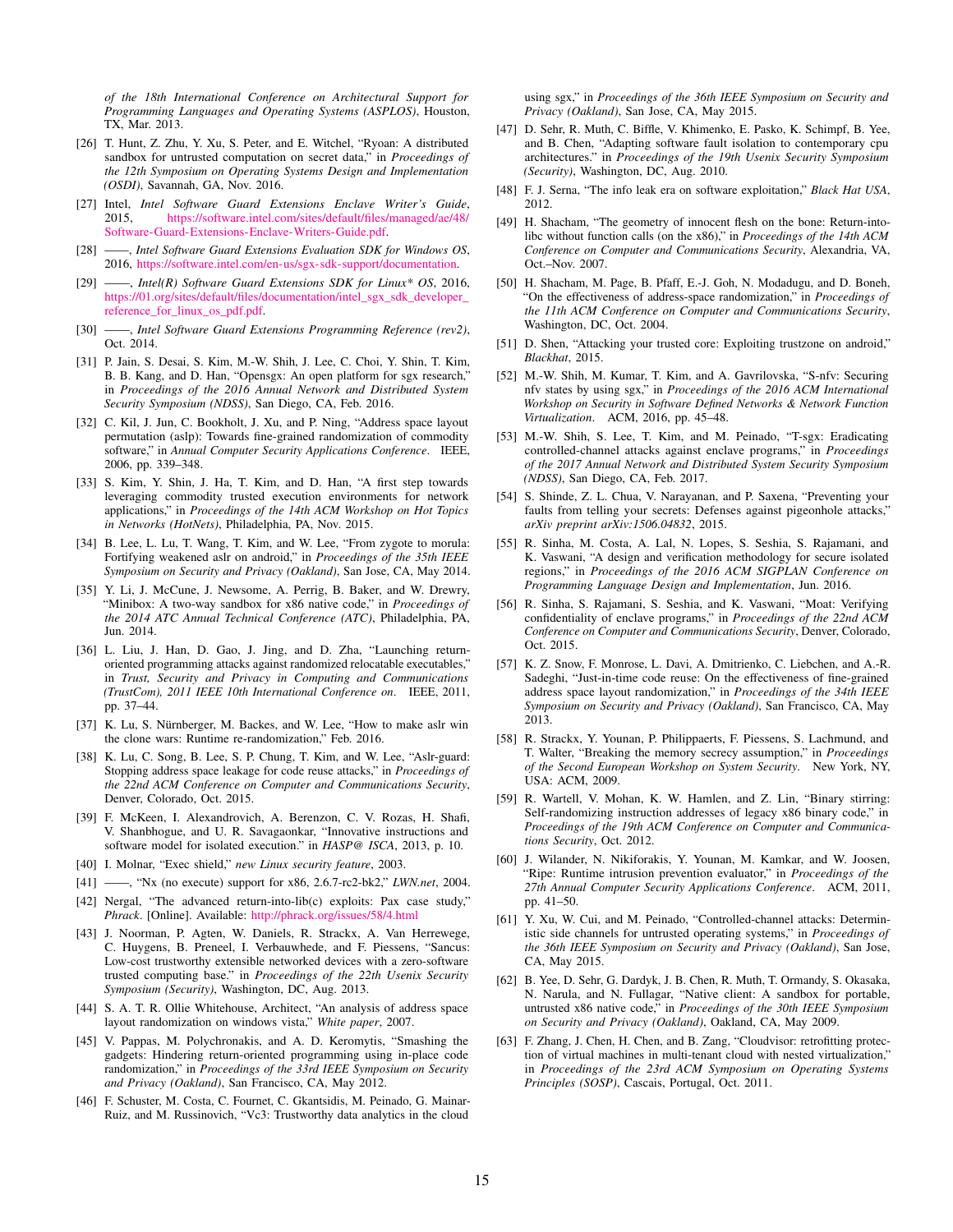of the 18th International Conference on Architectural Support for Programming Languages and Operating Systems (ASPLOS)*, Houston, TX, Mar. 2013.

[26] T. Hunt, Z. Zhu, Y. Xu, S. Peter, and E. Witchel, "Ryoan: A distributed sandbox for untrusted computation on secret data," in *Proceedings of the 12th Symposium on Operating Systems Design and Implementation (OSDI)*, Savannah, GA, Nov. 2016.

[27] Intel, *Intel Software Guard Extensions Enclave Writer's Guide*, 2015, https://software.intel.com/sites/default/files/managed/ae/48/Software-Guard-Extensions-Enclave-Writers-Guide.pdf.

[28] ——, *Intel Software Guard Extensions Evaluation SDK for Windows OS*, 2016, https://software.intel.com/en-us/sgx-sdk-support/documentation.

[29] ——, *Intel(R) Software Guard Extensions SDK for Linux\* OS*, 2016, https://01.org/sites/default/files/documentation/intel_sgx_sdk_developer_reference_for_linux_os_pdf.pdf.

[30] ——, *Intel Software Guard Extensions Programming Reference (rev2)*, Oct. 2014.

[31] P. Jain, S. Desai, S. Kim, M.-W. Shih, J. Lee, C. Choi, Y. Shin, T. Kim, B. B. Kang, and D. Han, "Opensgx: An open platform for sgx research," in *Proceedings of the 2016 Annual Network and Distributed System Security Symposium (NDSS)*, San Diego, CA, Feb. 2016.

[32] C. Kil, J. Jun, C. Bookholt, J. Xu, and P. Ning, "Address space layout permutation (aslp): Towards fine-grained randomization of commodity software," in *Annual Computer Security Applications Conference*. IEEE, 2006, pp. 339–348.

[33] S. Kim, Y. Shin, J. Ha, T. Kim, and D. Han, "A first step towards leveraging commodity trusted execution environments for network applications," in *Proceedings of the 14th ACM Workshop on Hot Topics in Networks (HotNets)*, Philadelphia, PA, Nov. 2015.

[34] B. Lee, L. Lu, T. Wang, T. Kim, and W. Lee, "From zygote to morula: Fortifying weakened aslr on android," in *Proceedings of the 35th IEEE Symposium on Security and Privacy (Oakland)*, San Jose, CA, May 2014.

[35] Y. Li, J. McCune, J. Newsome, A. Perrig, B. Baker, and W. Drewry, "Minibox: A two-way sandbox for x86 native code," in *Proceedings of the 2014 ATC Annual Technical Conference (ATC)*, Philadelphia, PA, Jun. 2014.

[36] L. Liu, J. Han, D. Gao, J. Jing, and D. Zha, "Launching return-oriented programming attacks against randomized relocatable executables," in *Trust, Security and Privacy in Computing and Communications (TrustCom), 2011 IEEE 10th International Conference on*. IEEE, 2011, pp. 37–44.

[37] K. Lu, S. Nürnberger, M. Backes, and W. Lee, "How to make aslr win the clone wars: Runtime re-randomization," Feb. 2016.

[38] K. Lu, C. Song, B. Lee, S. P. Chung, T. Kim, and W. Lee, "Aslr-guard: Stopping address space leakage for code reuse attacks," in *Proceedings of the 22nd ACM Conference on Computer and Communications Security*, Denver, Colorado, Oct. 2015.

[39] F. McKeen, I. Alexandrovich, A. Berenzon, C. V. Rozas, H. Shafi, V. Shanbhogue, and U. R. Savagaonkar, "Innovative instructions and software model for isolated execution." in *HASP@ ISCA*, 2013, p. 10.

[40] I. Molnar, "Exec shield," *new Linux security feature*, 2003.

[41] ——, "Nx (no execute) support for x86, 2.6.7-rc2-bk2," *LWN.net*, 2004.

[42] Nergal, "The advanced return-into-lib(c) exploits: Pax case study," *Phrack*. [Online]. Available: http://phrack.org/issues/58/4.html

[43] J. Noorman, P. Agten, W. Daniels, R. Strackx, A. Van Herrewege, C. Huygens, B. Preneel, I. Verbauwhede, and F. Piessens, "Sancus: Low-cost trustworthy extensible networked devices with a zero-software trusted computing base." in *Proceedings of the 22th Usenix Security Symposium (Security)*, Washington, DC, Aug. 2013.

[44] S. A. T. R. Ollie Whitehouse, Architect, "An analysis of address space layout randomization on windows vista," *White paper*, 2007.

[45] V. Pappas, M. Polychronakis, and A. D. Keromytis, "Smashing the gadgets: Hindering return-oriented programming using in-place code randomization," in *Proceedings of the 33rd IEEE Symposium on Security and Privacy (Oakland)*, San Francisco, CA, May 2012.

[46] F. Schuster, M. Costa, C. Fournet, C. Gkantsidis, M. Peinado, G. Mainar-Ruiz, and M. Russinovich, "Vc3: Trustworthy data analytics in the cloud using sgx," in *Proceedings of the 36th IEEE Symposium on Security and Privacy (Oakland)*, San Jose, CA, May 2015.

[47] D. Sehr, R. Muth, C. Biffle, V. Khimenko, E. Pasko, K. Schimpf, B. Yee, and B. Chen, "Adapting software fault isolation to contemporary cpu architectures." in *Proceedings of the 19th Usenix Security Symposium (Security)*, Washington, DC, Aug. 2010.

[48] F. J. Serna, "The info leak era on software exploitation," *Black Hat USA*, 2012.

[49] H. Shacham, "The geometry of innocent flesh on the bone: Return-into-libc without function calls (on the x86)," in *Proceedings of the 14th ACM Conference on Computer and Communications Security*, Alexandria, VA, Oct.–Nov. 2007.

[50] H. Shacham, M. Page, B. Pfaff, E.-J. Goh, N. Modadugu, and D. Boneh, "On the effectiveness of address-space randomization," in *Proceedings of the 11th ACM Conference on Computer and Communications Security*, Washington, DC, Oct. 2004.

[51] D. Shen, "Attacking your trusted core: Exploiting trustzone on android," *Blackhat*, 2015.

[52] M.-W. Shih, M. Kumar, T. Kim, and A. Gavrilovska, "S-nfv: Securing nfv states by using sgx," in *Proceedings of the 2016 ACM International Workshop on Security in Software Defined Networks & Network Function Virtualization*. ACM, 2016, pp. 45–48.

[53] M.-W. Shih, S. Lee, T. Kim, and M. Peinado, "T-sgx: Eradicating controlled-channel attacks against enclave programs," in *Proceedings of the 2017 Annual Network and Distributed System Security Symposium (NDSS)*, San Diego, CA, Feb. 2017.

[54] S. Shinde, Z. L. Chua, V. Narayanan, and P. Saxena, "Preventing your faults from telling your secrets: Defenses against pigeonhole attacks," *arXiv preprint arXiv:1506.04832*, 2015.

[55] R. Sinha, M. Costa, A. Lal, N. Lopes, S. Seshia, S. Rajamani, and K. Vaswani, "A design and verification methodology for secure isolated regions," in *Proceedings of the 2016 ACM SIGPLAN Conference on Programming Language Design and Implementation*, Jun. 2016.

[56] R. Sinha, S. Rajamani, S. Seshia, and K. Vaswani, "Moat: Verifying confidentiality of enclave programs," in *Proceedings of the 22nd ACM Conference on Computer and Communications Security*, Denver, Colorado, Oct. 2015.

[57] K. Z. Snow, F. Monrose, L. Davi, A. Dmitrienko, C. Liebchen, and A.-R. Sadeghi, "Just-in-time code reuse: On the effectiveness of fine-grained address space layout randomization," in *Proceedings of the 34th IEEE Symposium on Security and Privacy (Oakland)*, San Francisco, CA, May 2013.

[58] R. Strackx, Y. Younan, P. Philippaerts, F. Piessens, S. Lachmund, and T. Walter, "Breaking the memory secrecy assumption," in *Proceedings of the Second European Workshop on System Security*. New York, NY, USA: ACM, 2009.

[59] R. Wartell, V. Mohan, K. W. Hamlen, and Z. Lin, "Binary stirring: Self-randomizing instruction addresses of legacy x86 binary code," in *Proceedings of the 19th ACM Conference on Computer and Communications Security*, Oct. 2012.

[60] J. Wilander, N. Nikiforakis, Y. Younan, M. Kamkar, and W. Joosen, "Ripe: Runtime intrusion prevention evaluator," in *Proceedings of the 27th Annual Computer Security Applications Conference*. ACM, 2011, pp. 41–50.

[61] Y. Xu, W. Cui, and M. Peinado, "Controlled-channel attacks: Deterministic side channels for untrusted operating systems," in *Proceedings of the 36th IEEE Symposium on Security and Privacy (Oakland)*, San Jose, CA, May 2015.

[62] B. Yee, D. Sehr, G. Dardyk, J. B. Chen, R. Muth, T. Ormandy, S. Okasaka, N. Narula, and N. Fullagar, "Native client: A sandbox for portable, untrusted x86 native code," in *Proceedings of the 30th IEEE Symposium on Security and Privacy (Oakland)*, Oakland, CA, May 2009.

[63] F. Zhang, J. Chen, H. Chen, and B. Zang, "Cloudvisor: retrofitting protection of virtual machines in multi-tenant cloud with nested virtualization," in *Proceedings of the 23rd ACM Symposium on Operating Systems Principles (SOSP)*, Cascais, Portugal, Oct. 2011.